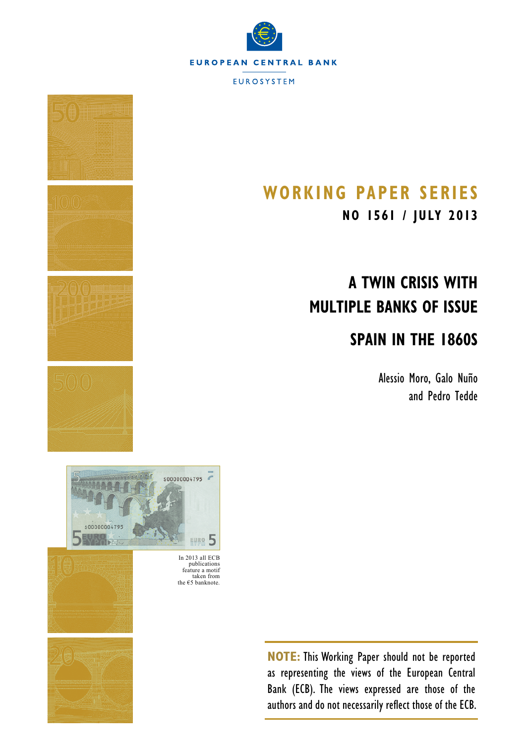EUROPEAN CENTRAL BANK

EUROSYSTEM

# WORKING PAPER SERIES

**NO 1561 / JULY 2013**

# A TWIN CRISIS WITH MULTIPLE BANKS OF ISSUE

## SPAIN IN THE 1860S

Alessio Moro, Galo Nuño and Pedro Tedde

In 2013 all ECB publications feature a motif taken from the €5 banknote.

**NOTE:** This Working Paper should not be reported as representing the views of the European Central Bank (ECB). The views expressed are those of the authors and do not necessarily reflect those of the ECB.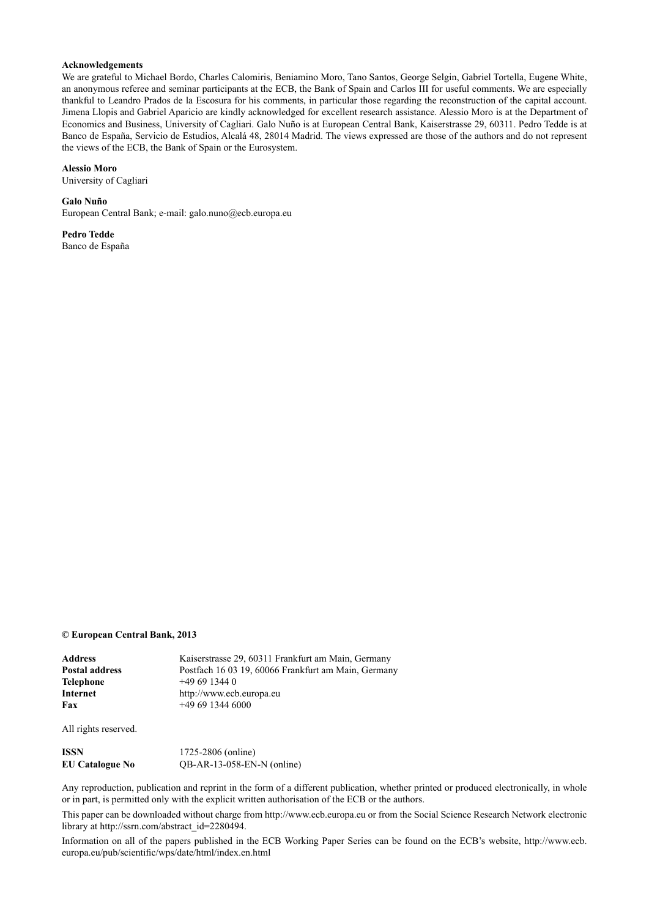**Acknowledgements**

We are grateful to Michael Bordo, Charles Calomiris, Beniamino Moro, Tano Santos, George Selgin, Gabriel Tortella, Eugene White, an anonymous referee and seminar participants at the ECB, the Bank of Spain and Carlos III for useful comments. We are especially thankful to Leandro Prados de la Escosura for his comments, in particular those regarding the reconstruction of the capital account. Jimena Llopis and Gabriel Aparicio are kindly acknowledged for excellent research assistance. Alessio Moro is at the Department of Economics and Business, University of Cagliari. Galo Nuño is at European Central Bank, Kaiserstrasse 29, 60311. Pedro Tedde is at Banco de España, Servicio de Estudios, Alcalá 48, 28014 Madrid. The views expressed are those of the authors and do not represent the views of the ECB, the Bank of Spain or the Eurosystem.

**Alessio Moro**
University of Cagliari

**Galo Nuño**
European Central Bank; e-mail: galo.nuno@ecb.europa.eu

**Pedro Tedde**
Banco de España

**© European Central Bank, 2013**

| | |
|---|---|
| **Address** | Kaiserstrasse 29, 60311 Frankfurt am Main, Germany |
| **Postal address** | Postfach 16 03 19, 60066 Frankfurt am Main, Germany |
| **Telephone** | +49 69 1344 0 |
| **Internet** | http://www.ecb.europa.eu |
| **Fax** | +49 69 1344 6000 |

All rights reserved.

| | |
|---|---|
| **ISSN** | 1725-2806 (online) |
| **EU Catalogue No** | QB-AR-13-058-EN-N (online) |

Any reproduction, publication and reprint in the form of a different publication, whether printed or produced electronically, in whole or in part, is permitted only with the explicit written authorisation of the ECB or the authors.

This paper can be downloaded without charge from http://www.ecb.europa.eu or from the Social Science Research Network electronic library at http://ssrn.com/abstract_id=2280494.

Information on all of the papers published in the ECB Working Paper Series can be found on the ECB's website, http://www.ecb.europa.eu/pub/scientific/wps/date/html/index.en.html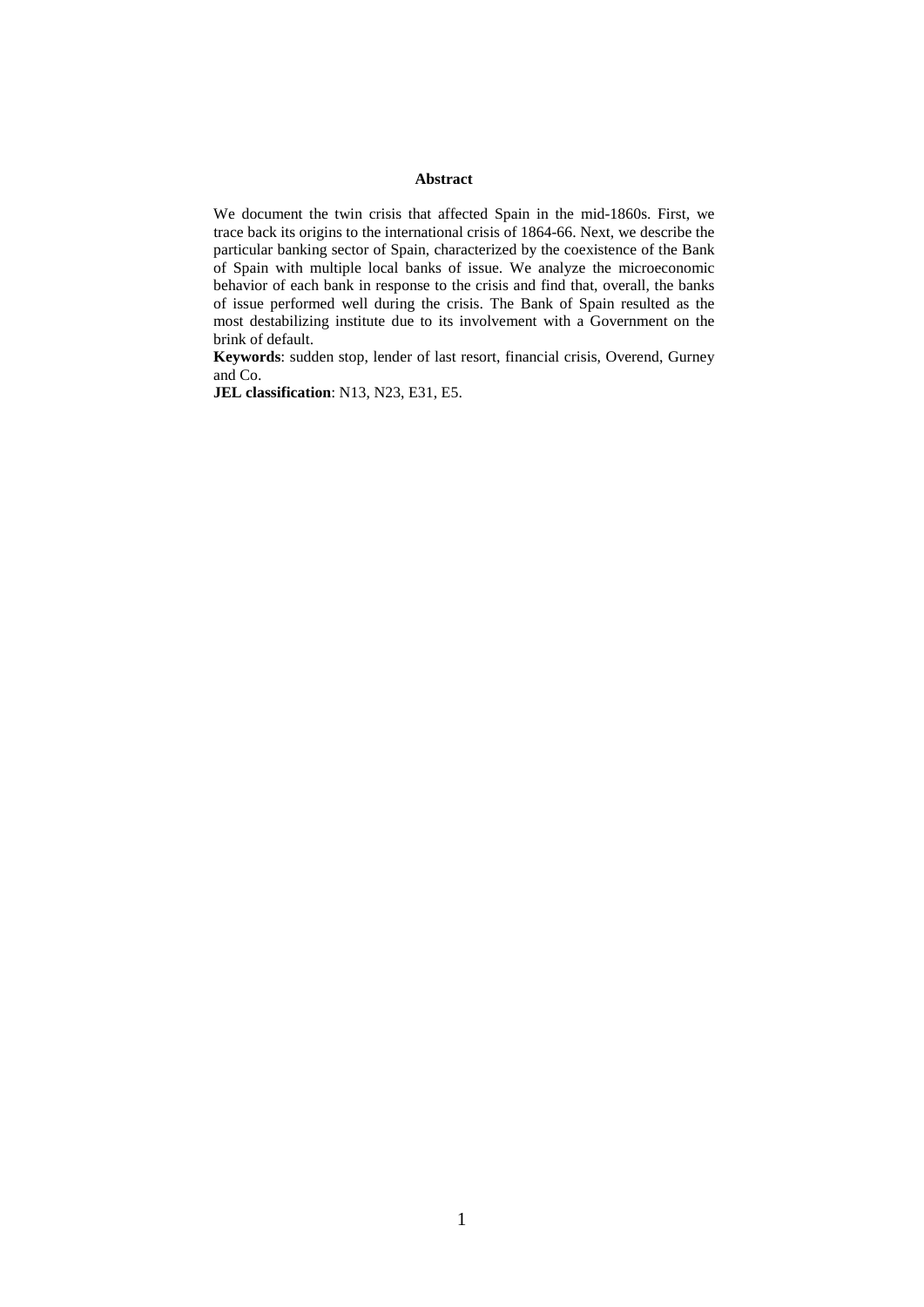## Abstract

We document the twin crisis that affected Spain in the mid-1860s. First, we trace back its origins to the international crisis of 1864-66. Next, we describe the particular banking sector of Spain, characterized by the coexistence of the Bank of Spain with multiple local banks of issue. We analyze the microeconomic behavior of each bank in response to the crisis and find that, overall, the banks of issue performed well during the crisis. The Bank of Spain resulted as the most destabilizing institute due to its involvement with a Government on the brink of default.

**Keywords**: sudden stop, lender of last resort, financial crisis, Overend, Gurney and Co.

**JEL classification**: N13, N23, E31, E5.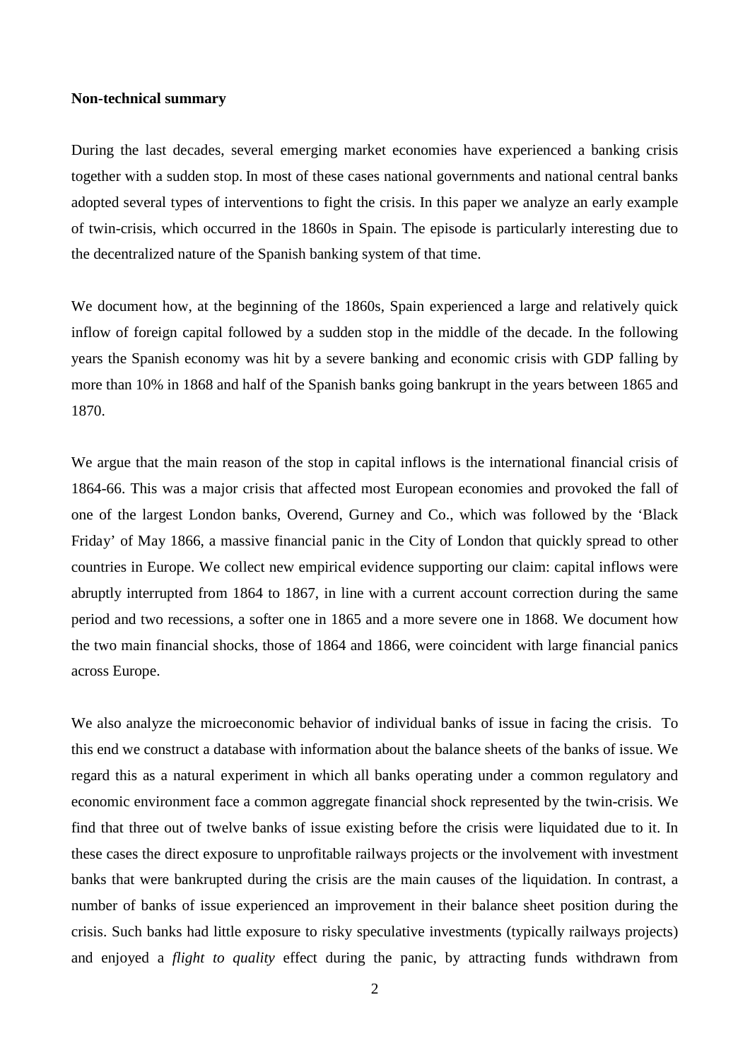**Non-technical summary**

During the last decades, several emerging market economies have experienced a banking crisis together with a sudden stop. In most of these cases national governments and national central banks adopted several types of interventions to fight the crisis. In this paper we analyze an early example of twin-crisis, which occurred in the 1860s in Spain. The episode is particularly interesting due to the decentralized nature of the Spanish banking system of that time.

We document how, at the beginning of the 1860s, Spain experienced a large and relatively quick inflow of foreign capital followed by a sudden stop in the middle of the decade. In the following years the Spanish economy was hit by a severe banking and economic crisis with GDP falling by more than 10% in 1868 and half of the Spanish banks going bankrupt in the years between 1865 and 1870.

We argue that the main reason of the stop in capital inflows is the international financial crisis of 1864-66. This was a major crisis that affected most European economies and provoked the fall of one of the largest London banks, Overend, Gurney and Co., which was followed by the 'Black Friday' of May 1866, a massive financial panic in the City of London that quickly spread to other countries in Europe. We collect new empirical evidence supporting our claim: capital inflows were abruptly interrupted from 1864 to 1867, in line with a current account correction during the same period and two recessions, a softer one in 1865 and a more severe one in 1868. We document how the two main financial shocks, those of 1864 and 1866, were coincident with large financial panics across Europe.

We also analyze the microeconomic behavior of individual banks of issue in facing the crisis. To this end we construct a database with information about the balance sheets of the banks of issue. We regard this as a natural experiment in which all banks operating under a common regulatory and economic environment face a common aggregate financial shock represented by the twin-crisis. We find that three out of twelve banks of issue existing before the crisis were liquidated due to it. In these cases the direct exposure to unprofitable railways projects or the involvement with investment banks that were bankrupted during the crisis are the main causes of the liquidation. In contrast, a number of banks of issue experienced an improvement in their balance sheet position during the crisis. Such banks had little exposure to risky speculative investments (typically railways projects) and enjoyed a *flight to quality* effect during the panic, by attracting funds withdrawn from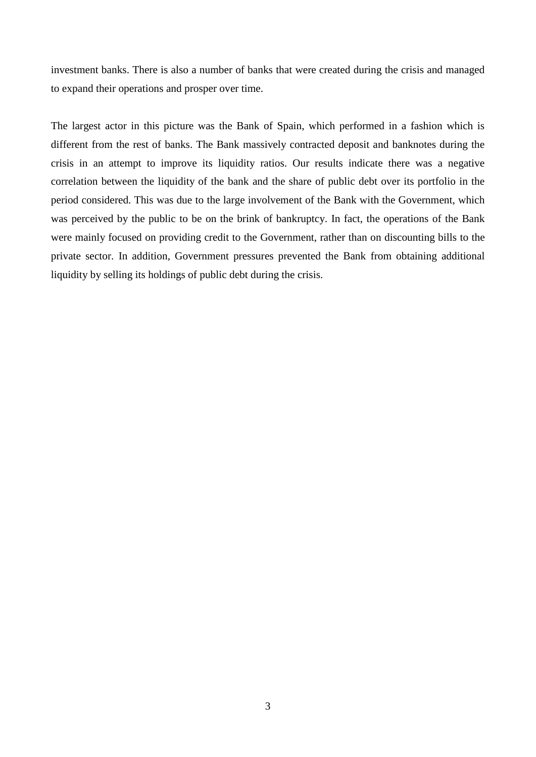investment banks. There is also a number of banks that were created during the crisis and managed to expand their operations and prosper over time.

The largest actor in this picture was the Bank of Spain, which performed in a fashion which is different from the rest of banks. The Bank massively contracted deposit and banknotes during the crisis in an attempt to improve its liquidity ratios. Our results indicate there was a negative correlation between the liquidity of the bank and the share of public debt over its portfolio in the period considered. This was due to the large involvement of the Bank with the Government, which was perceived by the public to be on the brink of bankruptcy. In fact, the operations of the Bank were mainly focused on providing credit to the Government, rather than on discounting bills to the private sector. In addition, Government pressures prevented the Bank from obtaining additional liquidity by selling its holdings of public debt during the crisis.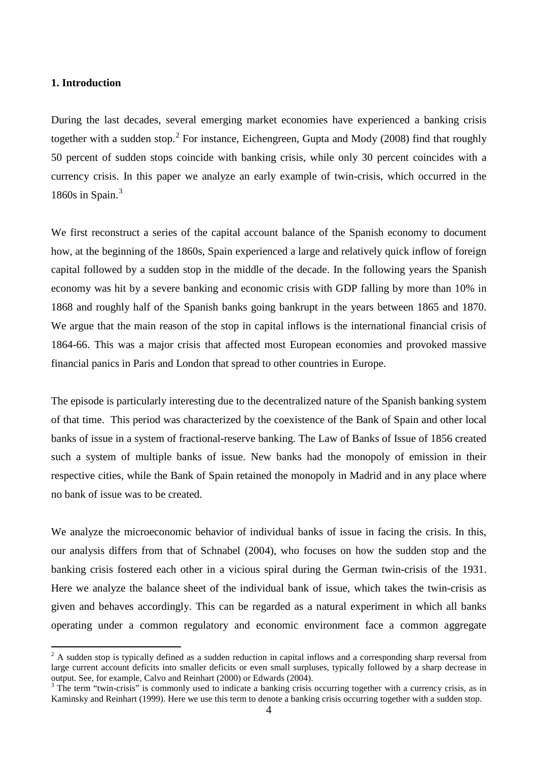## 1. Introduction

During the last decades, several emerging market economies have experienced a banking crisis together with a sudden stop.[2] For instance, Eichengreen, Gupta and Mody (2008) find that roughly 50 percent of sudden stops coincide with banking crisis, while only 30 percent coincides with a currency crisis. In this paper we analyze an early example of twin-crisis, which occurred in the 1860s in Spain.[3]

We first reconstruct a series of the capital account balance of the Spanish economy to document how, at the beginning of the 1860s, Spain experienced a large and relatively quick inflow of foreign capital followed by a sudden stop in the middle of the decade. In the following years the Spanish economy was hit by a severe banking and economic crisis with GDP falling by more than 10% in 1868 and roughly half of the Spanish banks going bankrupt in the years between 1865 and 1870. We argue that the main reason of the stop in capital inflows is the international financial crisis of 1864-66. This was a major crisis that affected most European economies and provoked massive financial panics in Paris and London that spread to other countries in Europe.

The episode is particularly interesting due to the decentralized nature of the Spanish banking system of that time. This period was characterized by the coexistence of the Bank of Spain and other local banks of issue in a system of fractional-reserve banking. The Law of Banks of Issue of 1856 created such a system of multiple banks of issue. New banks had the monopoly of emission in their respective cities, while the Bank of Spain retained the monopoly in Madrid and in any place where no bank of issue was to be created.

We analyze the microeconomic behavior of individual banks of issue in facing the crisis. In this, our analysis differs from that of Schnabel (2004), who focuses on how the sudden stop and the banking crisis fostered each other in a vicious spiral during the German twin-crisis of the 1931. Here we analyze the balance sheet of the individual bank of issue, which takes the twin-crisis as given and behaves accordingly. This can be regarded as a natural experiment in which all banks operating under a common regulatory and economic environment face a common aggregate

---

[2] A sudden stop is typically defined as a sudden reduction in capital inflows and a corresponding sharp reversal from large current account deficits into smaller deficits or even small surpluses, typically followed by a sharp decrease in output. See, for example, Calvo and Reinhart (2000) or Edwards (2004).

[3] The term "twin-crisis" is commonly used to indicate a banking crisis occurring together with a currency crisis, as in Kaminsky and Reinhart (1999). Here we use this term to denote a banking crisis occurring together with a sudden stop.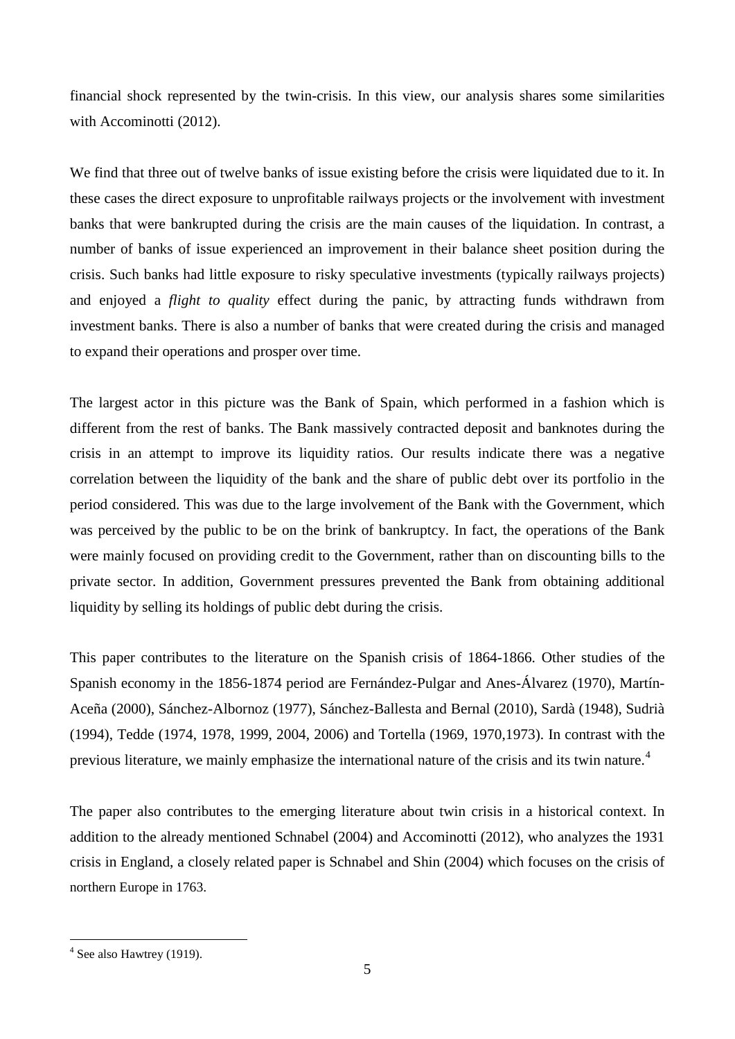financial shock represented by the twin-crisis. In this view, our analysis shares some similarities with Accominotti (2012).

We find that three out of twelve banks of issue existing before the crisis were liquidated due to it. In these cases the direct exposure to unprofitable railways projects or the involvement with investment banks that were bankrupted during the crisis are the main causes of the liquidation. In contrast, a number of banks of issue experienced an improvement in their balance sheet position during the crisis. Such banks had little exposure to risky speculative investments (typically railways projects) and enjoyed a *flight to quality* effect during the panic, by attracting funds withdrawn from investment banks. There is also a number of banks that were created during the crisis and managed to expand their operations and prosper over time.

The largest actor in this picture was the Bank of Spain, which performed in a fashion which is different from the rest of banks. The Bank massively contracted deposit and banknotes during the crisis in an attempt to improve its liquidity ratios. Our results indicate there was a negative correlation between the liquidity of the bank and the share of public debt over its portfolio in the period considered. This was due to the large involvement of the Bank with the Government, which was perceived by the public to be on the brink of bankruptcy. In fact, the operations of the Bank were mainly focused on providing credit to the Government, rather than on discounting bills to the private sector. In addition, Government pressures prevented the Bank from obtaining additional liquidity by selling its holdings of public debt during the crisis.

This paper contributes to the literature on the Spanish crisis of 1864-1866. Other studies of the Spanish economy in the 1856-1874 period are Fernández-Pulgar and Anes-Álvarez (1970), Martín-Aceña (2000), Sánchez-Albornoz (1977), Sánchez-Ballesta and Bernal (2010), Sardà (1948), Sudrià (1994), Tedde (1974, 1978, 1999, 2004, 2006) and Tortella (1969, 1970,1973). In contrast with the previous literature, we mainly emphasize the international nature of the crisis and its twin nature.[4]

The paper also contributes to the emerging literature about twin crisis in a historical context. In addition to the already mentioned Schnabel (2004) and Accominotti (2012), who analyzes the 1931 crisis in England, a closely related paper is Schnabel and Shin (2004) which focuses on the crisis of northern Europe in 1763.

[4] See also Hawtrey (1919).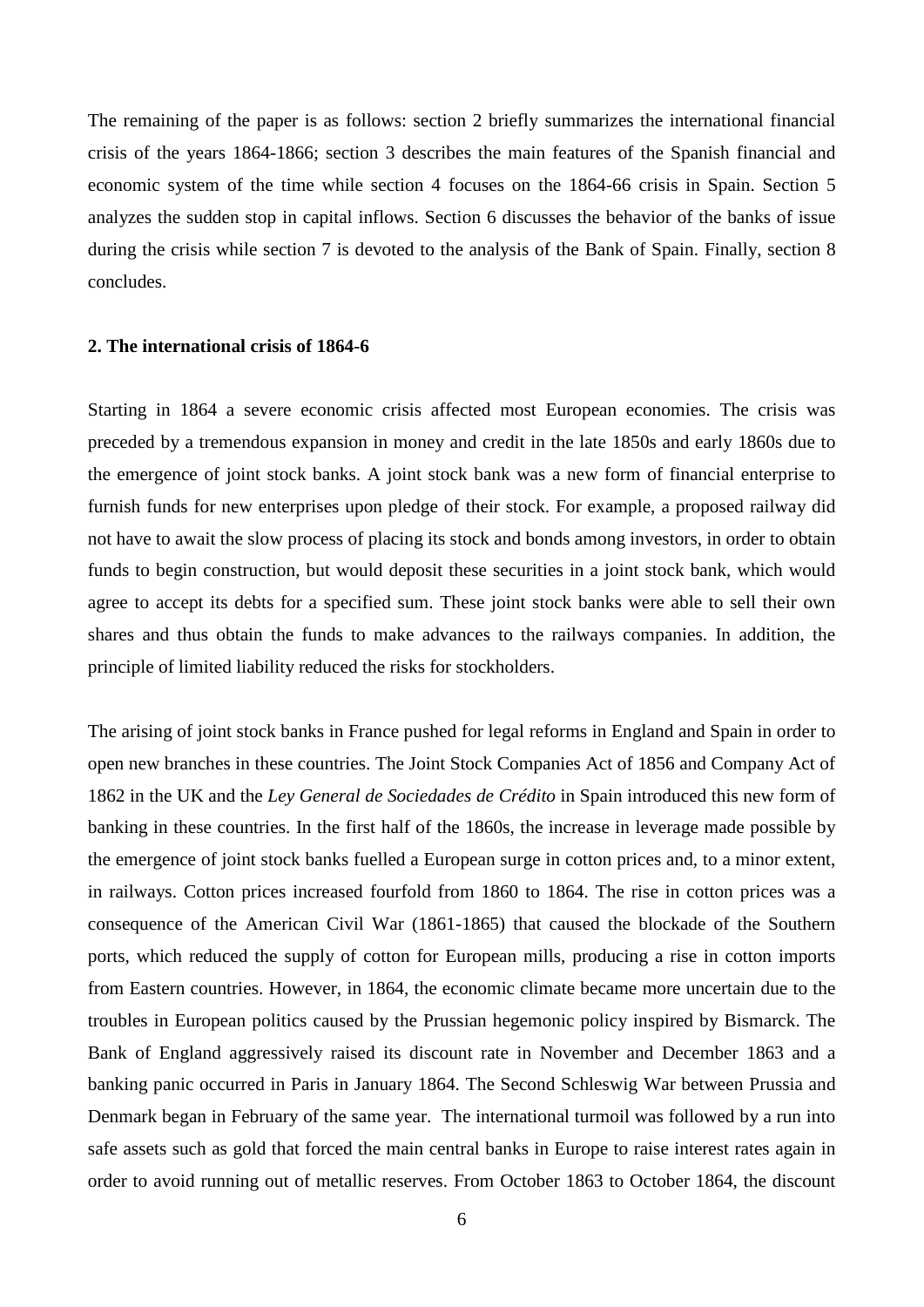The remaining of the paper is as follows: section 2 briefly summarizes the international financial crisis of the years 1864-1866; section 3 describes the main features of the Spanish financial and economic system of the time while section 4 focuses on the 1864-66 crisis in Spain. Section 5 analyzes the sudden stop in capital inflows. Section 6 discusses the behavior of the banks of issue during the crisis while section 7 is devoted to the analysis of the Bank of Spain. Finally, section 8 concludes.

## 2. The international crisis of 1864-6

Starting in 1864 a severe economic crisis affected most European economies. The crisis was preceded by a tremendous expansion in money and credit in the late 1850s and early 1860s due to the emergence of joint stock banks. A joint stock bank was a new form of financial enterprise to furnish funds for new enterprises upon pledge of their stock. For example, a proposed railway did not have to await the slow process of placing its stock and bonds among investors, in order to obtain funds to begin construction, but would deposit these securities in a joint stock bank, which would agree to accept its debts for a specified sum. These joint stock banks were able to sell their own shares and thus obtain the funds to make advances to the railways companies. In addition, the principle of limited liability reduced the risks for stockholders.

The arising of joint stock banks in France pushed for legal reforms in England and Spain in order to open new branches in these countries. The Joint Stock Companies Act of 1856 and Company Act of 1862 in the UK and the *Ley General de Sociedades de Crédito* in Spain introduced this new form of banking in these countries. In the first half of the 1860s, the increase in leverage made possible by the emergence of joint stock banks fuelled a European surge in cotton prices and, to a minor extent, in railways. Cotton prices increased fourfold from 1860 to 1864. The rise in cotton prices was a consequence of the American Civil War (1861-1865) that caused the blockade of the Southern ports, which reduced the supply of cotton for European mills, producing a rise in cotton imports from Eastern countries. However, in 1864, the economic climate became more uncertain due to the troubles in European politics caused by the Prussian hegemonic policy inspired by Bismarck. The Bank of England aggressively raised its discount rate in November and December 1863 and a banking panic occurred in Paris in January 1864. The Second Schleswig War between Prussia and Denmark began in February of the same year. The international turmoil was followed by a run into safe assets such as gold that forced the main central banks in Europe to raise interest rates again in order to avoid running out of metallic reserves. From October 1863 to October 1864, the discount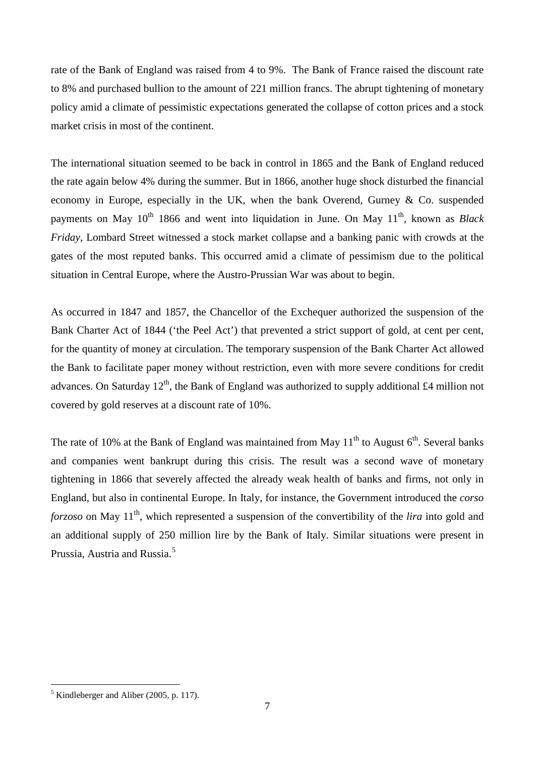rate of the Bank of England was raised from 4 to 9%. The Bank of France raised the discount rate to 8% and purchased bullion to the amount of 221 million francs. The abrupt tightening of monetary policy amid a climate of pessimistic expectations generated the collapse of cotton prices and a stock market crisis in most of the continent.

The international situation seemed to be back in control in 1865 and the Bank of England reduced the rate again below 4% during the summer. But in 1866, another huge shock disturbed the financial economy in Europe, especially in the UK, when the bank Overend, Gurney & Co. suspended payments on May 10th 1866 and went into liquidation in June. On May 11th, known as *Black Friday*, Lombard Street witnessed a stock market collapse and a banking panic with crowds at the gates of the most reputed banks. This occurred amid a climate of pessimism due to the political situation in Central Europe, where the Austro-Prussian War was about to begin.

As occurred in 1847 and 1857, the Chancellor of the Exchequer authorized the suspension of the Bank Charter Act of 1844 ('the Peel Act') that prevented a strict support of gold, at cent per cent, for the quantity of money at circulation. The temporary suspension of the Bank Charter Act allowed the Bank to facilitate paper money without restriction, even with more severe conditions for credit advances. On Saturday 12th, the Bank of England was authorized to supply additional £4 million not covered by gold reserves at a discount rate of 10%.

The rate of 10% at the Bank of England was maintained from May 11th to August 6th. Several banks and companies went bankrupt during this crisis. The result was a second wave of monetary tightening in 1866 that severely affected the already weak health of banks and firms, not only in England, but also in continental Europe. In Italy, for instance, the Government introduced the *corso forzoso* on May 11th, which represented a suspension of the convertibility of the *lira* into gold and an additional supply of 250 million lire by the Bank of Italy. Similar situations were present in Prussia, Austria and Russia.[5]

[5] Kindleberger and Aliber (2005, p. 117).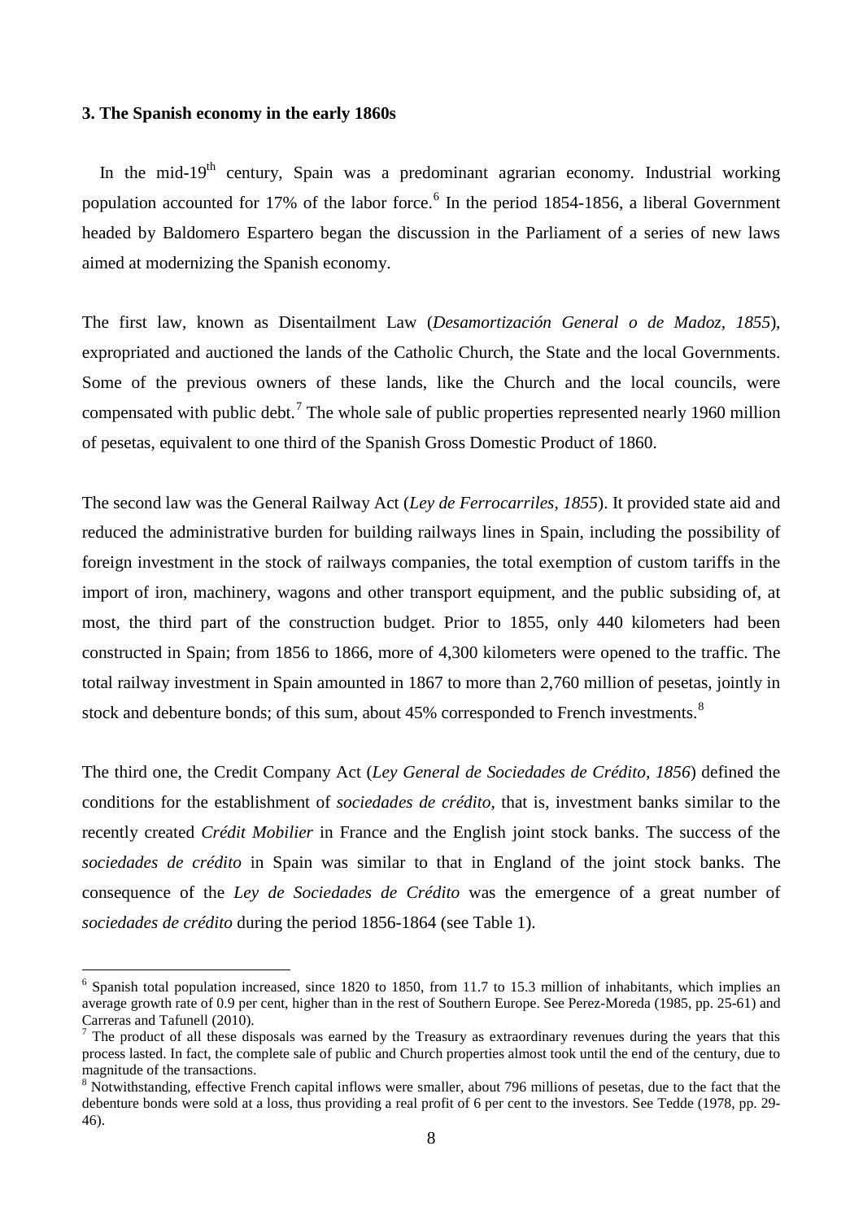### 3. The Spanish economy in the early 1860s

In the mid-19th century, Spain was a predominant agrarian economy. Industrial working population accounted for 17% of the labor force.[6] In the period 1854-1856, a liberal Government headed by Baldomero Espartero began the discussion in the Parliament of a series of new laws aimed at modernizing the Spanish economy.

The first law, known as Disentailment Law (*Desamortización General o de Madoz, 1855*), expropriated and auctioned the lands of the Catholic Church, the State and the local Governments. Some of the previous owners of these lands, like the Church and the local councils, were compensated with public debt.[7] The whole sale of public properties represented nearly 1960 million of pesetas, equivalent to one third of the Spanish Gross Domestic Product of 1860.

The second law was the General Railway Act (*Ley de Ferrocarriles, 1855*). It provided state aid and reduced the administrative burden for building railways lines in Spain, including the possibility of foreign investment in the stock of railways companies, the total exemption of custom tariffs in the import of iron, machinery, wagons and other transport equipment, and the public subsiding of, at most, the third part of the construction budget. Prior to 1855, only 440 kilometers had been constructed in Spain; from 1856 to 1866, more of 4,300 kilometers were opened to the traffic. The total railway investment in Spain amounted in 1867 to more than 2,760 million of pesetas, jointly in stock and debenture bonds; of this sum, about 45% corresponded to French investments.[8]

The third one, the Credit Company Act (*Ley General de Sociedades de Crédito, 1856*) defined the conditions for the establishment of *sociedades de crédito*, that is, investment banks similar to the recently created *Crédit Mobilier* in France and the English joint stock banks. The success of the *sociedades de crédito* in Spain was similar to that in England of the joint stock banks. The consequence of the *Ley de Sociedades de Crédito* was the emergence of a great number of *sociedades de crédito* during the period 1856-1864 (see Table 1).

---

[6] Spanish total population increased, since 1820 to 1850, from 11.7 to 15.3 million of inhabitants, which implies an average growth rate of 0.9 per cent, higher than in the rest of Southern Europe. See Perez-Moreda (1985, pp. 25-61) and Carreras and Tafunell (2010).

[7] The product of all these disposals was earned by the Treasury as extraordinary revenues during the years that this process lasted. In fact, the complete sale of public and Church properties almost took until the end of the century, due to magnitude of the transactions.

[8] Notwithstanding, effective French capital inflows were smaller, about 796 millions of pesetas, due to the fact that the debenture bonds were sold at a loss, thus providing a real profit of 6 per cent to the investors. See Tedde (1978, pp. 29-46).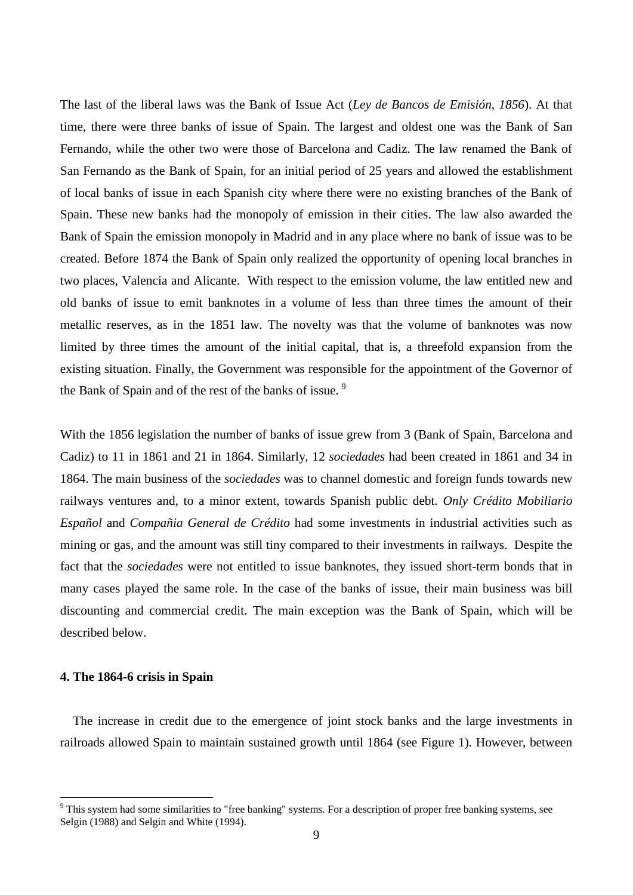The last of the liberal laws was the Bank of Issue Act (*Ley de Bancos de Emisión, 1856*). At that time, there were three banks of issue of Spain. The largest and oldest one was the Bank of San Fernando, while the other two were those of Barcelona and Cadiz. The law renamed the Bank of San Fernando as the Bank of Spain, for an initial period of 25 years and allowed the establishment of local banks of issue in each Spanish city where there were no existing branches of the Bank of Spain. These new banks had the monopoly of emission in their cities. The law also awarded the Bank of Spain the emission monopoly in Madrid and in any place where no bank of issue was to be created. Before 1874 the Bank of Spain only realized the opportunity of opening local branches in two places, Valencia and Alicante. With respect to the emission volume, the law entitled new and old banks of issue to emit banknotes in a volume of less than three times the amount of their metallic reserves, as in the 1851 law. The novelty was that the volume of banknotes was now limited by three times the amount of the initial capital, that is, a threefold expansion from the existing situation. Finally, the Government was responsible for the appointment of the Governor of the Bank of Spain and of the rest of the banks of issue. [9]

With the 1856 legislation the number of banks of issue grew from 3 (Bank of Spain, Barcelona and Cadiz) to 11 in 1861 and 21 in 1864. Similarly, 12 *sociedades* had been created in 1861 and 34 in 1864. The main business of the *sociedades* was to channel domestic and foreign funds towards new railways ventures and, to a minor extent, towards Spanish public debt. *Only Crédito Mobiliario Español* and *Compañia General de Crédito* had some investments in industrial activities such as mining or gas, and the amount was still tiny compared to their investments in railways. Despite the fact that the *sociedades* were not entitled to issue banknotes, they issued short-term bonds that in many cases played the same role. In the case of the banks of issue, their main business was bill discounting and commercial credit. The main exception was the Bank of Spain, which will be described below.

**4. The 1864-6 crisis in Spain**

The increase in credit due to the emergence of joint stock banks and the large investments in railroads allowed Spain to maintain sustained growth until 1864 (see Figure 1). However, between

[9] This system had some similarities to "free banking" systems. For a description of proper free banking systems, see Selgin (1988) and Selgin and White (1994).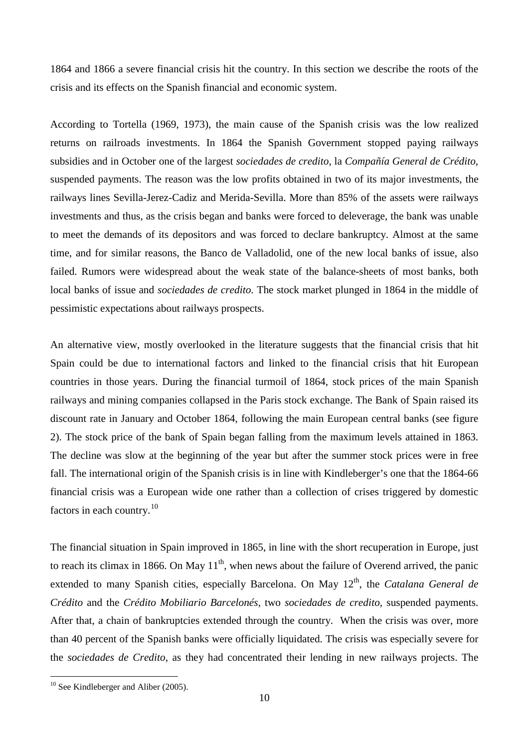1864 and 1866 a severe financial crisis hit the country. In this section we describe the roots of the crisis and its effects on the Spanish financial and economic system.

According to Tortella (1969, 1973), the main cause of the Spanish crisis was the low realized returns on railroads investments. In 1864 the Spanish Government stopped paying railways subsidies and in October one of the largest *sociedades de credito*, la *Compañía General de Crédito*, suspended payments. The reason was the low profits obtained in two of its major investments, the railways lines Sevilla-Jerez-Cadiz and Merida-Sevilla. More than 85% of the assets were railways investments and thus, as the crisis began and banks were forced to deleverage, the bank was unable to meet the demands of its depositors and was forced to declare bankruptcy. Almost at the same time, and for similar reasons, the Banco de Valladolid, one of the new local banks of issue, also failed. Rumors were widespread about the weak state of the balance-sheets of most banks, both local banks of issue and *sociedades de credito*. The stock market plunged in 1864 in the middle of pessimistic expectations about railways prospects.

An alternative view, mostly overlooked in the literature suggests that the financial crisis that hit Spain could be due to international factors and linked to the financial crisis that hit European countries in those years. During the financial turmoil of 1864, stock prices of the main Spanish railways and mining companies collapsed in the Paris stock exchange. The Bank of Spain raised its discount rate in January and October 1864, following the main European central banks (see figure 2). The stock price of the bank of Spain began falling from the maximum levels attained in 1863. The decline was slow at the beginning of the year but after the summer stock prices were in free fall. The international origin of the Spanish crisis is in line with Kindleberger's one that the 1864-66 financial crisis was a European wide one rather than a collection of crises triggered by domestic factors in each country.[10]

The financial situation in Spain improved in 1865, in line with the short recuperation in Europe, just to reach its climax in 1866. On May 11th, when news about the failure of Overend arrived, the panic extended to many Spanish cities, especially Barcelona. On May 12th, the *Catalana General de Crédito* and the *Crédito Mobiliario Barcelonés*, two *sociedades de credito*, suspended payments. After that, a chain of bankruptcies extended through the country. When the crisis was over, more than 40 percent of the Spanish banks were officially liquidated. The crisis was especially severe for the *sociedades de Credito*, as they had concentrated their lending in new railways projects. The

[10] See Kindleberger and Aliber (2005).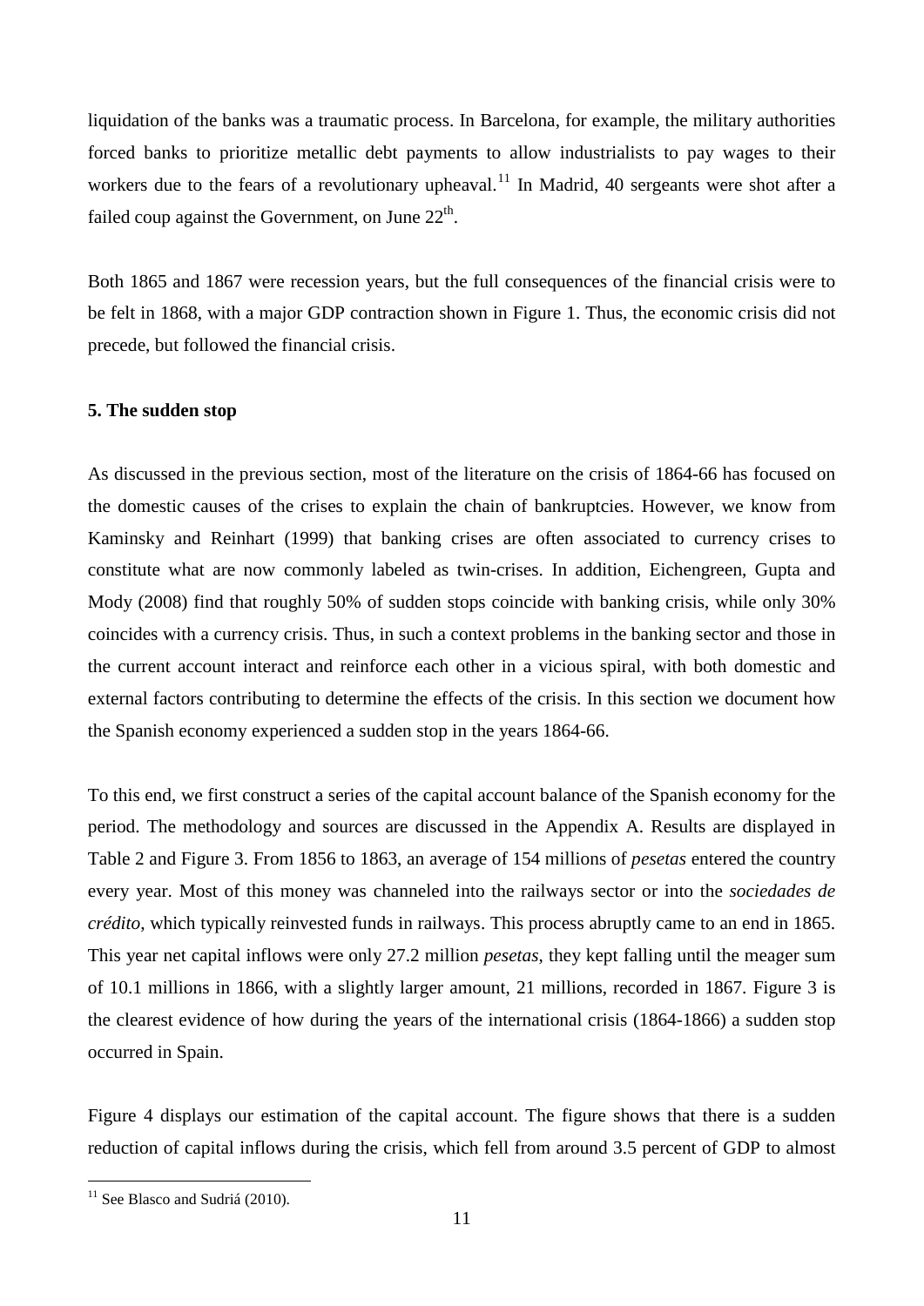liquidation of the banks was a traumatic process. In Barcelona, for example, the military authorities forced banks to prioritize metallic debt payments to allow industrialists to pay wages to their workers due to the fears of a revolutionary upheaval.[11] In Madrid, 40 sergeants were shot after a failed coup against the Government, on June 22th.

Both 1865 and 1867 were recession years, but the full consequences of the financial crisis were to be felt in 1868, with a major GDP contraction shown in Figure 1. Thus, the economic crisis did not precede, but followed the financial crisis.

**5. The sudden stop**

As discussed in the previous section, most of the literature on the crisis of 1864-66 has focused on the domestic causes of the crises to explain the chain of bankruptcies. However, we know from Kaminsky and Reinhart (1999) that banking crises are often associated to currency crises to constitute what are now commonly labeled as twin-crises. In addition, Eichengreen, Gupta and Mody (2008) find that roughly 50% of sudden stops coincide with banking crisis, while only 30% coincides with a currency crisis. Thus, in such a context problems in the banking sector and those in the current account interact and reinforce each other in a vicious spiral, with both domestic and external factors contributing to determine the effects of the crisis. In this section we document how the Spanish economy experienced a sudden stop in the years 1864-66.

To this end, we first construct a series of the capital account balance of the Spanish economy for the period. The methodology and sources are discussed in the Appendix A. Results are displayed in Table 2 and Figure 3. From 1856 to 1863, an average of 154 millions of *pesetas* entered the country every year. Most of this money was channeled into the railways sector or into the *sociedades de crédito*, which typically reinvested funds in railways. This process abruptly came to an end in 1865. This year net capital inflows were only 27.2 million *pesetas*, they kept falling until the meager sum of 10.1 millions in 1866, with a slightly larger amount, 21 millions, recorded in 1867. Figure 3 is the clearest evidence of how during the years of the international crisis (1864-1866) a sudden stop occurred in Spain.

Figure 4 displays our estimation of the capital account. The figure shows that there is a sudden reduction of capital inflows during the crisis, which fell from around 3.5 percent of GDP to almost

[11] See Blasco and Sudriá (2010).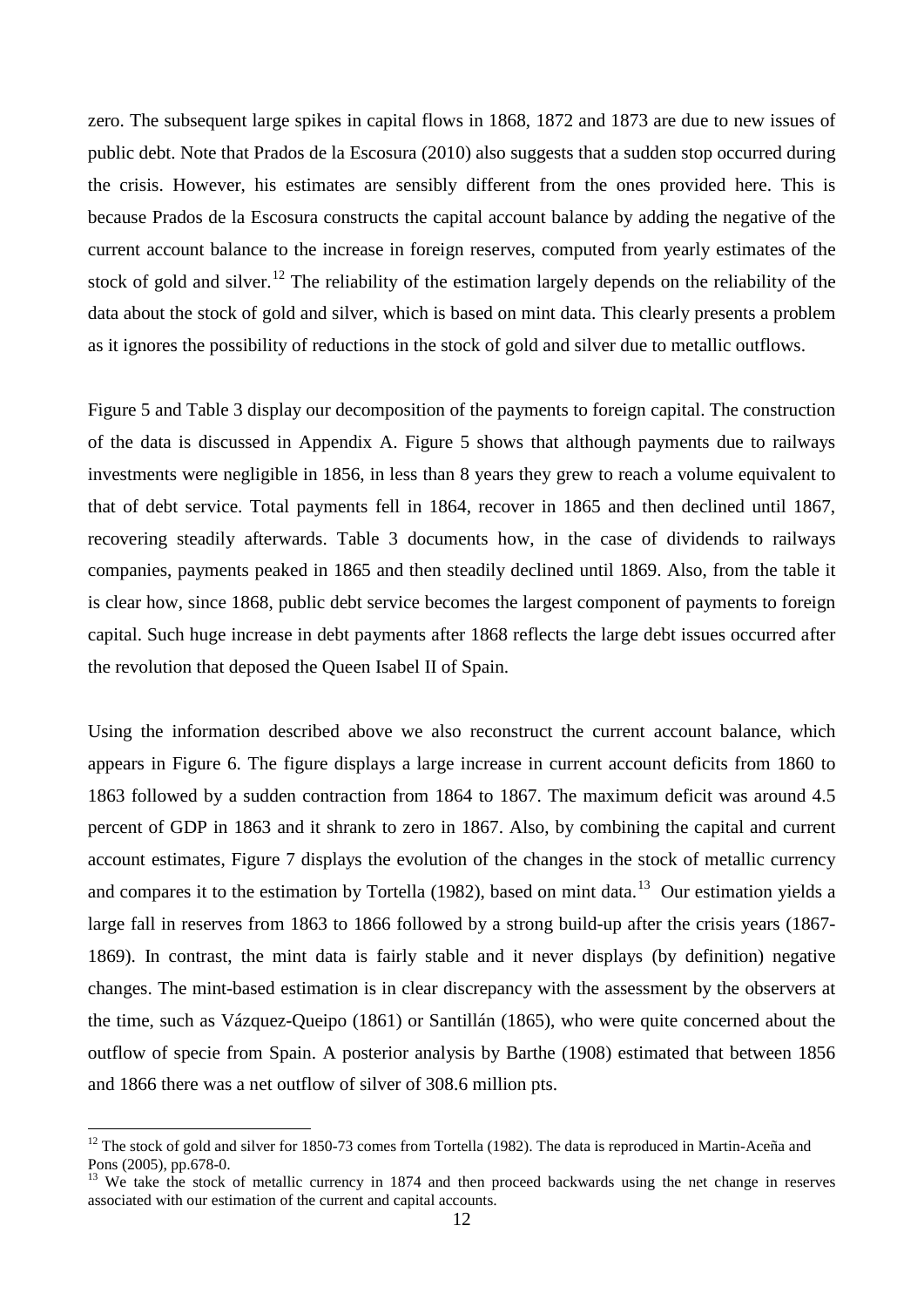zero. The subsequent large spikes in capital flows in 1868, 1872 and 1873 are due to new issues of public debt. Note that Prados de la Escosura (2010) also suggests that a sudden stop occurred during the crisis. However, his estimates are sensibly different from the ones provided here. This is because Prados de la Escosura constructs the capital account balance by adding the negative of the current account balance to the increase in foreign reserves, computed from yearly estimates of the stock of gold and silver.[12] The reliability of the estimation largely depends on the reliability of the data about the stock of gold and silver, which is based on mint data. This clearly presents a problem as it ignores the possibility of reductions in the stock of gold and silver due to metallic outflows.

Figure 5 and Table 3 display our decomposition of the payments to foreign capital. The construction of the data is discussed in Appendix A. Figure 5 shows that although payments due to railways investments were negligible in 1856, in less than 8 years they grew to reach a volume equivalent to that of debt service. Total payments fell in 1864, recover in 1865 and then declined until 1867, recovering steadily afterwards. Table 3 documents how, in the case of dividends to railways companies, payments peaked in 1865 and then steadily declined until 1869. Also, from the table it is clear how, since 1868, public debt service becomes the largest component of payments to foreign capital. Such huge increase in debt payments after 1868 reflects the large debt issues occurred after the revolution that deposed the Queen Isabel II of Spain.

Using the information described above we also reconstruct the current account balance, which appears in Figure 6. The figure displays a large increase in current account deficits from 1860 to 1863 followed by a sudden contraction from 1864 to 1867. The maximum deficit was around 4.5 percent of GDP in 1863 and it shrank to zero in 1867. Also, by combining the capital and current account estimates, Figure 7 displays the evolution of the changes in the stock of metallic currency and compares it to the estimation by Tortella (1982), based on mint data.[13] Our estimation yields a large fall in reserves from 1863 to 1866 followed by a strong build-up after the crisis years (1867-1869). In contrast, the mint data is fairly stable and it never displays (by definition) negative changes. The mint-based estimation is in clear discrepancy with the assessment by the observers at the time, such as Vázquez-Queipo (1861) or Santillán (1865), who were quite concerned about the outflow of specie from Spain. A posterior analysis by Barthe (1908) estimated that between 1856 and 1866 there was a net outflow of silver of 308.6 million pts.

[12] The stock of gold and silver for 1850-73 comes from Tortella (1982). The data is reproduced in Martin-Aceña and Pons (2005), pp.678-0.

[13] We take the stock of metallic currency in 1874 and then proceed backwards using the net change in reserves associated with our estimation of the current and capital accounts.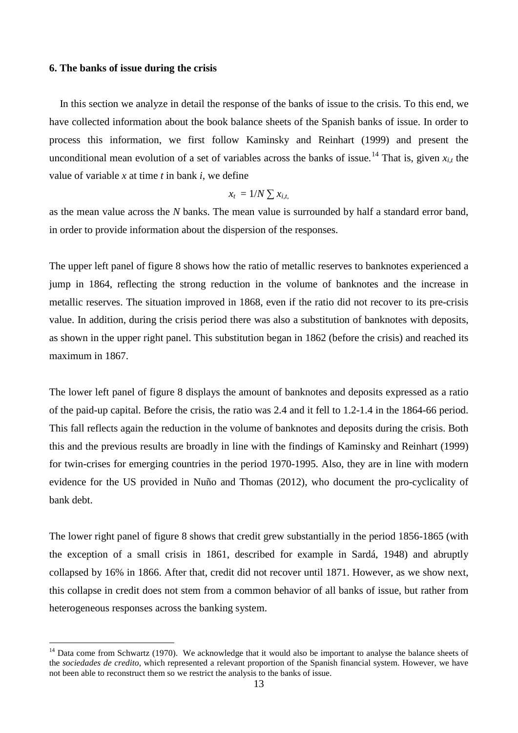### 6. The banks of issue during the crisis

In this section we analyze in detail the response of the banks of issue to the crisis. To this end, we have collected information about the book balance sheets of the Spanish banks of issue. In order to process this information, we first follow Kaminsky and Reinhart (1999) and present the unconditional mean evolution of a set of variables across the banks of issue.[14] That is, given $x_{i,t}$ the value of variable $x$ at time $t$ in bank $i$, we define

$$x_t = 1/N \sum x_{i,t},$$

as the mean value across the $N$ banks. The mean value is surrounded by half a standard error band, in order to provide information about the dispersion of the responses.

The upper left panel of figure 8 shows how the ratio of metallic reserves to banknotes experienced a jump in 1864, reflecting the strong reduction in the volume of banknotes and the increase in metallic reserves. The situation improved in 1868, even if the ratio did not recover to its pre-crisis value. In addition, during the crisis period there was also a substitution of banknotes with deposits, as shown in the upper right panel. This substitution began in 1862 (before the crisis) and reached its maximum in 1867.

The lower left panel of figure 8 displays the amount of banknotes and deposits expressed as a ratio of the paid-up capital. Before the crisis, the ratio was 2.4 and it fell to 1.2-1.4 in the 1864-66 period. This fall reflects again the reduction in the volume of banknotes and deposits during the crisis. Both this and the previous results are broadly in line with the findings of Kaminsky and Reinhart (1999) for twin-crises for emerging countries in the period 1970-1995. Also, they are in line with modern evidence for the US provided in Nuño and Thomas (2012), who document the pro-cyclicality of bank debt.

The lower right panel of figure 8 shows that credit grew substantially in the period 1856-1865 (with the exception of a small crisis in 1861, described for example in Sardá, 1948) and abruptly collapsed by 16% in 1866. After that, credit did not recover until 1871. However, as we show next, this collapse in credit does not stem from a common behavior of all banks of issue, but rather from heterogeneous responses across the banking system.

[14] Data come from Schwartz (1970). We acknowledge that it would also be important to analyse the balance sheets of the *sociedades de credito*, which represented a relevant proportion of the Spanish financial system. However, we have not been able to reconstruct them so we restrict the analysis to the banks of issue.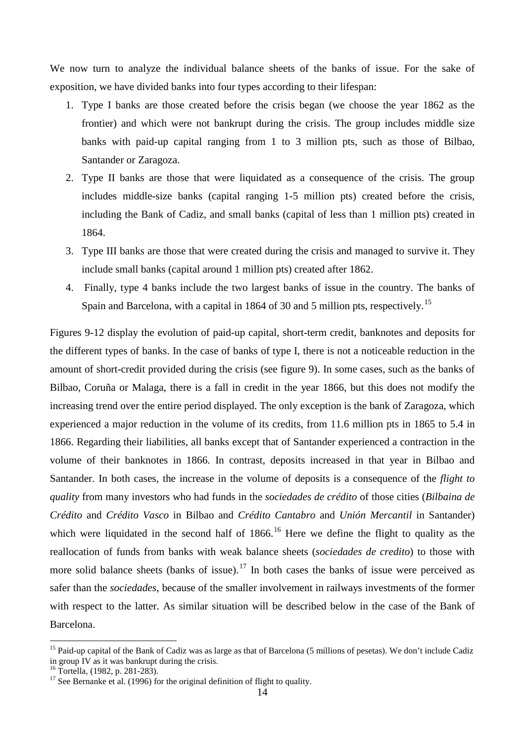We now turn to analyze the individual balance sheets of the banks of issue. For the sake of exposition, we have divided banks into four types according to their lifespan:

1. Type I banks are those created before the crisis began (we choose the year 1862 as the frontier) and which were not bankrupt during the crisis. The group includes middle size banks with paid-up capital ranging from 1 to 3 million pts, such as those of Bilbao, Santander or Zaragoza.
2. Type II banks are those that were liquidated as a consequence of the crisis. The group includes middle-size banks (capital ranging 1-5 million pts) created before the crisis, including the Bank of Cadiz, and small banks (capital of less than 1 million pts) created in 1864.
3. Type III banks are those that were created during the crisis and managed to survive it. They include small banks (capital around 1 million pts) created after 1862.
4. Finally, type 4 banks include the two largest banks of issue in the country. The banks of Spain and Barcelona, with a capital in 1864 of 30 and 5 million pts, respectively.[15]

Figures 9-12 display the evolution of paid-up capital, short-term credit, banknotes and deposits for the different types of banks. In the case of banks of type I, there is not a noticeable reduction in the amount of short-credit provided during the crisis (see figure 9). In some cases, such as the banks of Bilbao, Coruña or Malaga, there is a fall in credit in the year 1866, but this does not modify the increasing trend over the entire period displayed. The only exception is the bank of Zaragoza, which experienced a major reduction in the volume of its credits, from 11.6 million pts in 1865 to 5.4 in 1866. Regarding their liabilities, all banks except that of Santander experienced a contraction in the volume of their banknotes in 1866. In contrast, deposits increased in that year in Bilbao and Santander. In both cases, the increase in the volume of deposits is a consequence of the *flight to quality* from many investors who had funds in the *sociedades de crédito* of those cities (*Bilbaina de Crédito* and *Crédito Vasco* in Bilbao and *Crédito Cantabro* and *Unión Mercantil* in Santander) which were liquidated in the second half of 1866.[16] Here we define the flight to quality as the reallocation of funds from banks with weak balance sheets (*sociedades de credito*) to those with more solid balance sheets (banks of issue).[17] In both cases the banks of issue were perceived as safer than the *sociedades*, because of the smaller involvement in railways investments of the former with respect to the latter. As similar situation will be described below in the case of the Bank of Barcelona.

---

[15] Paid-up capital of the Bank of Cadiz was as large as that of Barcelona (5 millions of pesetas). We don't include Cadiz in group IV as it was bankrupt during the crisis.

[16] Tortella, (1982, p. 281-283).

[17] See Bernanke et al. (1996) for the original definition of flight to quality.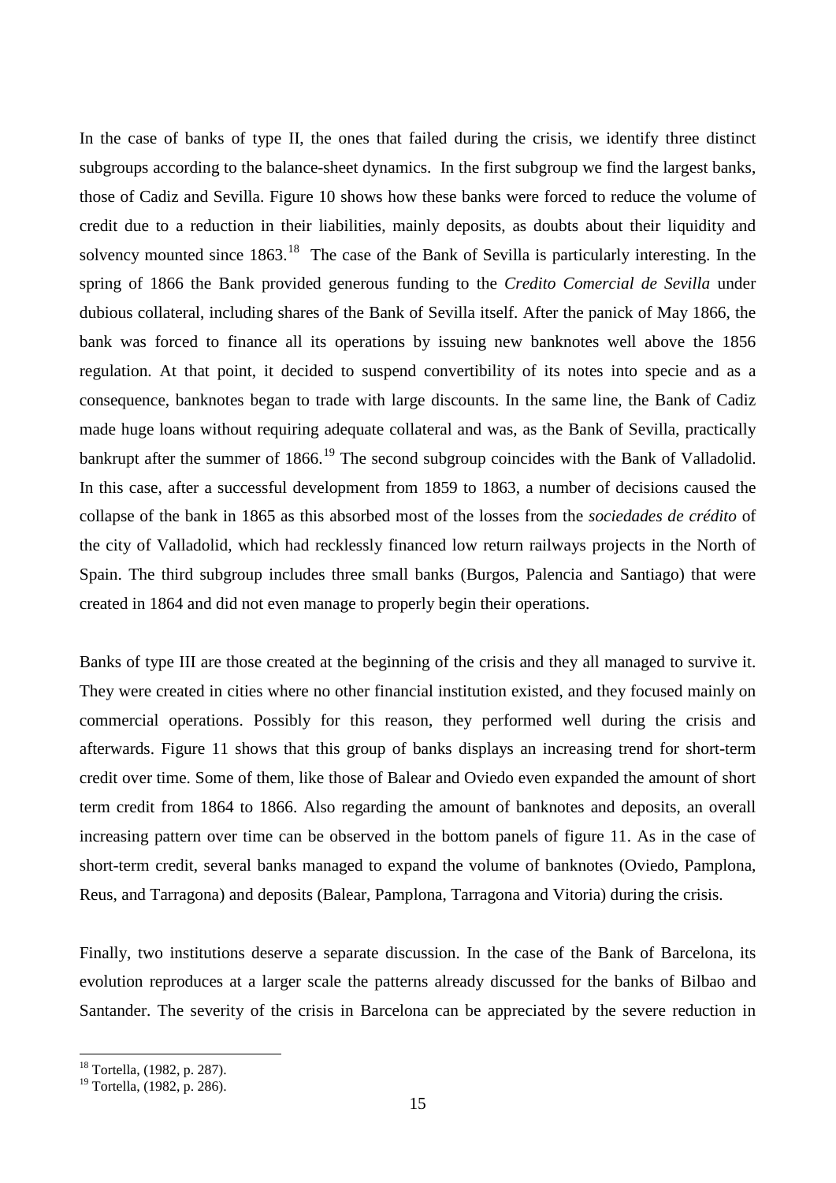In the case of banks of type II, the ones that failed during the crisis, we identify three distinct subgroups according to the balance-sheet dynamics. In the first subgroup we find the largest banks, those of Cadiz and Sevilla. Figure 10 shows how these banks were forced to reduce the volume of credit due to a reduction in their liabilities, mainly deposits, as doubts about their liquidity and solvency mounted since 1863.[18] The case of the Bank of Sevilla is particularly interesting. In the spring of 1866 the Bank provided generous funding to the *Credito Comercial de Sevilla* under dubious collateral, including shares of the Bank of Sevilla itself. After the panick of May 1866, the bank was forced to finance all its operations by issuing new banknotes well above the 1856 regulation. At that point, it decided to suspend convertibility of its notes into specie and as a consequence, banknotes began to trade with large discounts. In the same line, the Bank of Cadiz made huge loans without requiring adequate collateral and was, as the Bank of Sevilla, practically bankrupt after the summer of 1866.[19] The second subgroup coincides with the Bank of Valladolid. In this case, after a successful development from 1859 to 1863, a number of decisions caused the collapse of the bank in 1865 as this absorbed most of the losses from the *sociedades de crédito* of the city of Valladolid, which had recklessly financed low return railways projects in the North of Spain. The third subgroup includes three small banks (Burgos, Palencia and Santiago) that were created in 1864 and did not even manage to properly begin their operations.

Banks of type III are those created at the beginning of the crisis and they all managed to survive it. They were created in cities where no other financial institution existed, and they focused mainly on commercial operations. Possibly for this reason, they performed well during the crisis and afterwards. Figure 11 shows that this group of banks displays an increasing trend for short-term credit over time. Some of them, like those of Balear and Oviedo even expanded the amount of short term credit from 1864 to 1866. Also regarding the amount of banknotes and deposits, an overall increasing pattern over time can be observed in the bottom panels of figure 11. As in the case of short-term credit, several banks managed to expand the volume of banknotes (Oviedo, Pamplona, Reus, and Tarragona) and deposits (Balear, Pamplona, Tarragona and Vitoria) during the crisis.

Finally, two institutions deserve a separate discussion. In the case of the Bank of Barcelona, its evolution reproduces at a larger scale the patterns already discussed for the banks of Bilbao and Santander. The severity of the crisis in Barcelona can be appreciated by the severe reduction in

[18] Tortella, (1982, p. 287).

[19] Tortella, (1982, p. 286).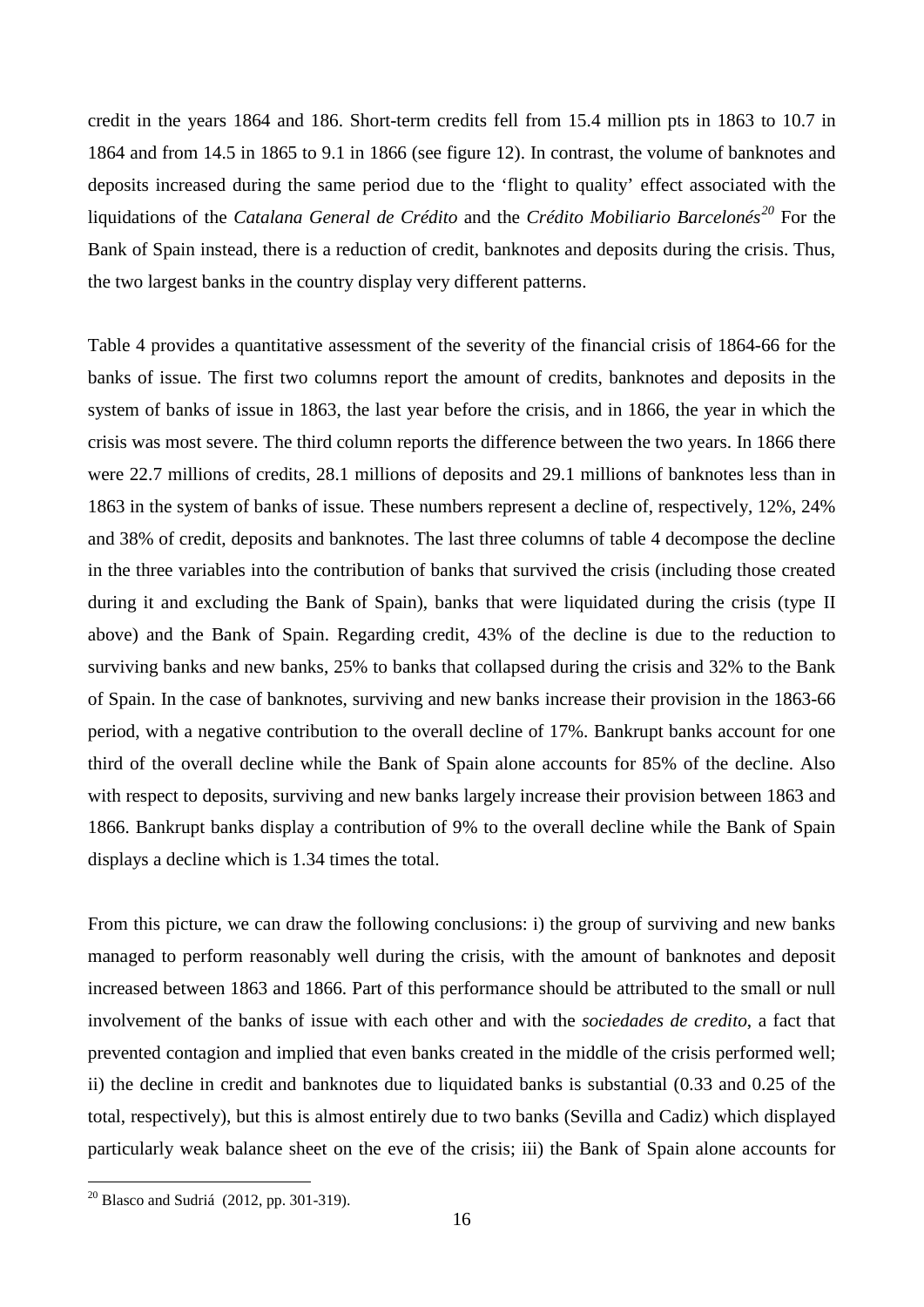credit in the years 1864 and 186. Short-term credits fell from 15.4 million pts in 1863 to 10.7 in 1864 and from 14.5 in 1865 to 9.1 in 1866 (see figure 12). In contrast, the volume of banknotes and deposits increased during the same period due to the 'flight to quality' effect associated with the liquidations of the *Catalana General de Crédito* and the *Crédito Mobiliario Barcelonés*[20] For the Bank of Spain instead, there is a reduction of credit, banknotes and deposits during the crisis. Thus, the two largest banks in the country display very different patterns.

Table 4 provides a quantitative assessment of the severity of the financial crisis of 1864-66 for the banks of issue. The first two columns report the amount of credits, banknotes and deposits in the system of banks of issue in 1863, the last year before the crisis, and in 1866, the year in which the crisis was most severe. The third column reports the difference between the two years. In 1866 there were 22.7 millions of credits, 28.1 millions of deposits and 29.1 millions of banknotes less than in 1863 in the system of banks of issue. These numbers represent a decline of, respectively, 12%, 24% and 38% of credit, deposits and banknotes. The last three columns of table 4 decompose the decline in the three variables into the contribution of banks that survived the crisis (including those created during it and excluding the Bank of Spain), banks that were liquidated during the crisis (type II above) and the Bank of Spain. Regarding credit, 43% of the decline is due to the reduction to surviving banks and new banks, 25% to banks that collapsed during the crisis and 32% to the Bank of Spain. In the case of banknotes, surviving and new banks increase their provision in the 1863-66 period, with a negative contribution to the overall decline of 17%. Bankrupt banks account for one third of the overall decline while the Bank of Spain alone accounts for 85% of the decline. Also with respect to deposits, surviving and new banks largely increase their provision between 1863 and 1866. Bankrupt banks display a contribution of 9% to the overall decline while the Bank of Spain displays a decline which is 1.34 times the total.

From this picture, we can draw the following conclusions: i) the group of surviving and new banks managed to perform reasonably well during the crisis, with the amount of banknotes and deposit increased between 1863 and 1866. Part of this performance should be attributed to the small or null involvement of the banks of issue with each other and with the *sociedades de credito*, a fact that prevented contagion and implied that even banks created in the middle of the crisis performed well; ii) the decline in credit and banknotes due to liquidated banks is substantial (0.33 and 0.25 of the total, respectively), but this is almost entirely due to two banks (Sevilla and Cadiz) which displayed particularly weak balance sheet on the eve of the crisis; iii) the Bank of Spain alone accounts for

[20] Blasco and Sudriá (2012, pp. 301-319).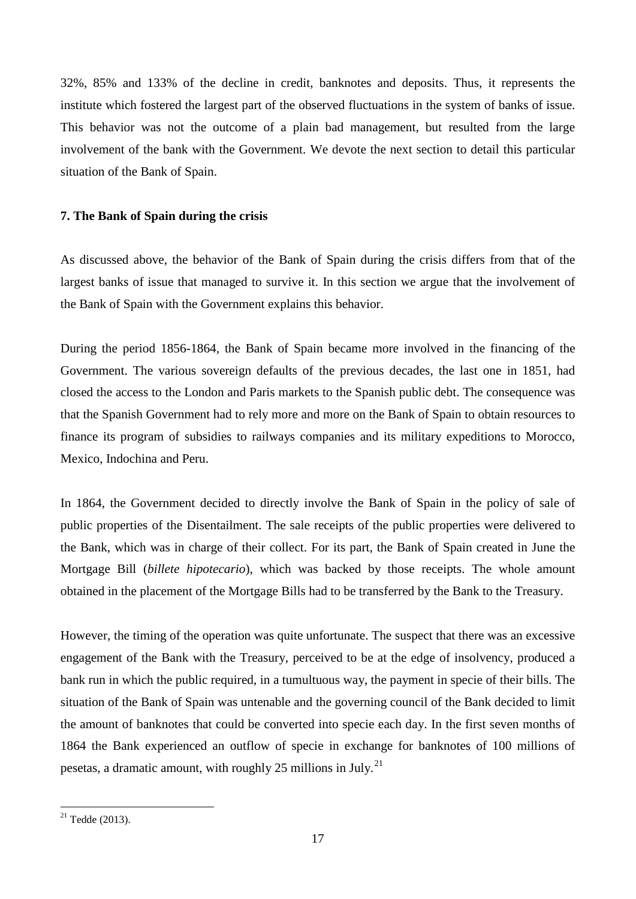32%, 85% and 133% of the decline in credit, banknotes and deposits. Thus, it represents the institute which fostered the largest part of the observed fluctuations in the system of banks of issue. This behavior was not the outcome of a plain bad management, but resulted from the large involvement of the bank with the Government. We devote the next section to detail this particular situation of the Bank of Spain.

## 7. The Bank of Spain during the crisis

As discussed above, the behavior of the Bank of Spain during the crisis differs from that of the largest banks of issue that managed to survive it. In this section we argue that the involvement of the Bank of Spain with the Government explains this behavior.

During the period 1856-1864, the Bank of Spain became more involved in the financing of the Government. The various sovereign defaults of the previous decades, the last one in 1851, had closed the access to the London and Paris markets to the Spanish public debt. The consequence was that the Spanish Government had to rely more and more on the Bank of Spain to obtain resources to finance its program of subsidies to railways companies and its military expeditions to Morocco, Mexico, Indochina and Peru.

In 1864, the Government decided to directly involve the Bank of Spain in the policy of sale of public properties of the Disentailment. The sale receipts of the public properties were delivered to the Bank, which was in charge of their collect. For its part, the Bank of Spain created in June the Mortgage Bill (*billete hipotecario*), which was backed by those receipts. The whole amount obtained in the placement of the Mortgage Bills had to be transferred by the Bank to the Treasury.

However, the timing of the operation was quite unfortunate. The suspect that there was an excessive engagement of the Bank with the Treasury, perceived to be at the edge of insolvency, produced a bank run in which the public required, in a tumultuous way, the payment in specie of their bills. The situation of the Bank of Spain was untenable and the governing council of the Bank decided to limit the amount of banknotes that could be converted into specie each day. In the first seven months of 1864 the Bank experienced an outflow of specie in exchange for banknotes of 100 millions of pesetas, a dramatic amount, with roughly 25 millions in July.[21]

[21] Tedde (2013).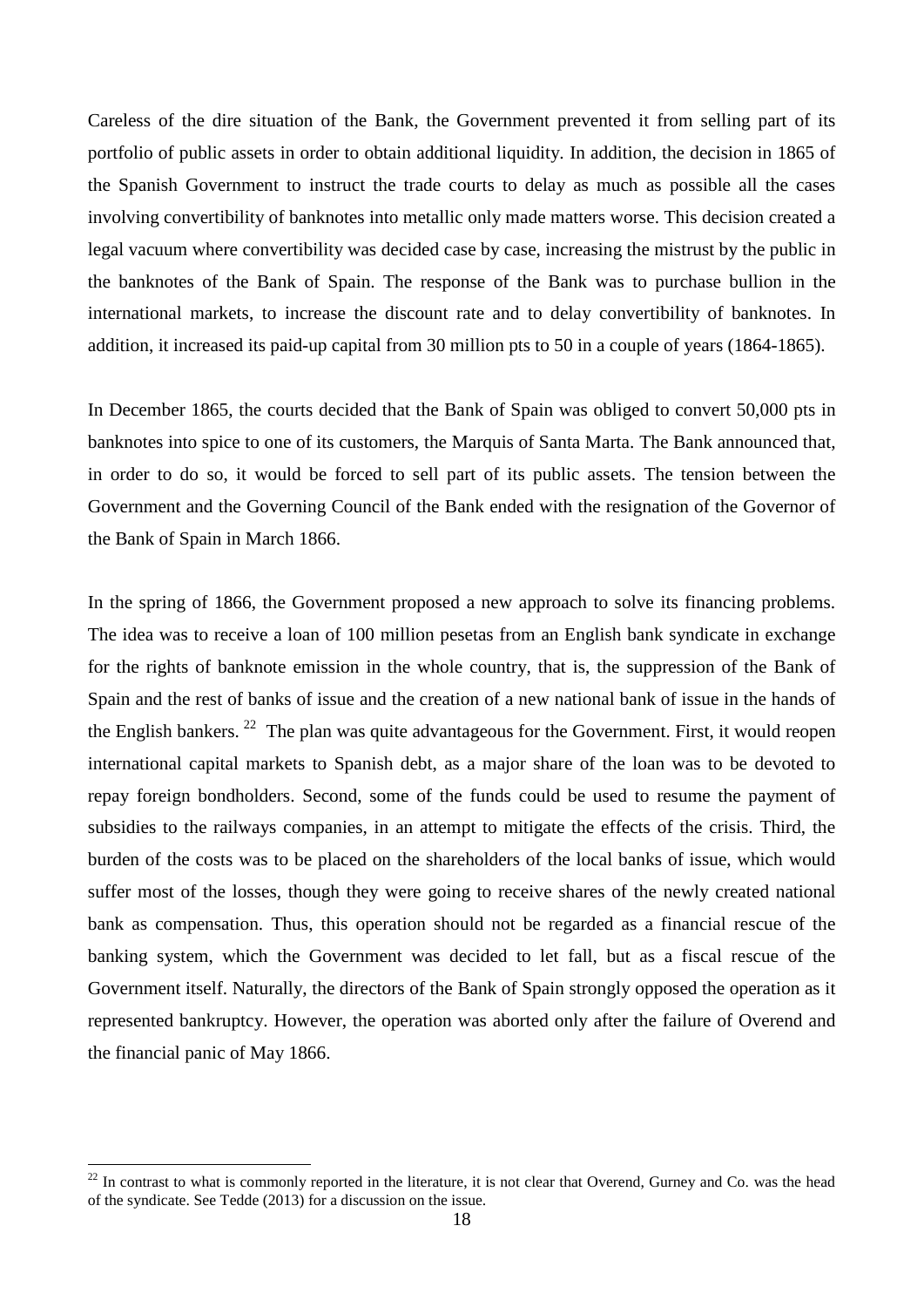Careless of the dire situation of the Bank, the Government prevented it from selling part of its portfolio of public assets in order to obtain additional liquidity. In addition, the decision in 1865 of the Spanish Government to instruct the trade courts to delay as much as possible all the cases involving convertibility of banknotes into metallic only made matters worse. This decision created a legal vacuum where convertibility was decided case by case, increasing the mistrust by the public in the banknotes of the Bank of Spain. The response of the Bank was to purchase bullion in the international markets, to increase the discount rate and to delay convertibility of banknotes. In addition, it increased its paid-up capital from 30 million pts to 50 in a couple of years (1864-1865).

In December 1865, the courts decided that the Bank of Spain was obliged to convert 50,000 pts in banknotes into spice to one of its customers, the Marquis of Santa Marta. The Bank announced that, in order to do so, it would be forced to sell part of its public assets. The tension between the Government and the Governing Council of the Bank ended with the resignation of the Governor of the Bank of Spain in March 1866.

In the spring of 1866, the Government proposed a new approach to solve its financing problems. The idea was to receive a loan of 100 million pesetas from an English bank syndicate in exchange for the rights of banknote emission in the whole country, that is, the suppression of the Bank of Spain and the rest of banks of issue and the creation of a new national bank of issue in the hands of the English bankers. [22] The plan was quite advantageous for the Government. First, it would reopen international capital markets to Spanish debt, as a major share of the loan was to be devoted to repay foreign bondholders. Second, some of the funds could be used to resume the payment of subsidies to the railways companies, in an attempt to mitigate the effects of the crisis. Third, the burden of the costs was to be placed on the shareholders of the local banks of issue, which would suffer most of the losses, though they were going to receive shares of the newly created national bank as compensation. Thus, this operation should not be regarded as a financial rescue of the banking system, which the Government was decided to let fall, but as a fiscal rescue of the Government itself. Naturally, the directors of the Bank of Spain strongly opposed the operation as it represented bankruptcy. However, the operation was aborted only after the failure of Overend and the financial panic of May 1866.

[22] In contrast to what is commonly reported in the literature, it is not clear that Overend, Gurney and Co. was the head of the syndicate. See Tedde (2013) for a discussion on the issue.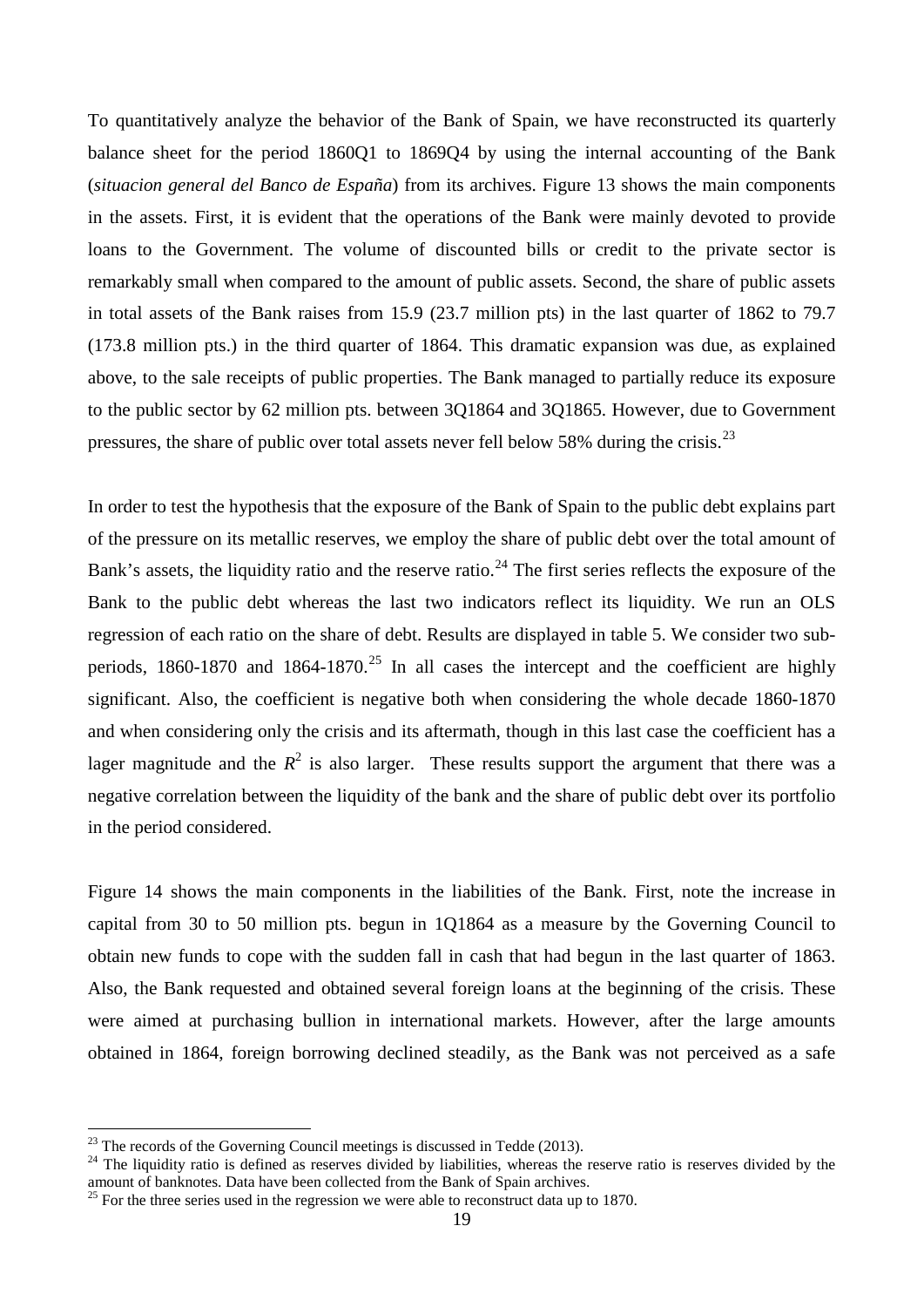To quantitatively analyze the behavior of the Bank of Spain, we have reconstructed its quarterly balance sheet for the period 1860Q1 to 1869Q4 by using the internal accounting of the Bank (*situacion general del Banco de España*) from its archives. Figure 13 shows the main components in the assets. First, it is evident that the operations of the Bank were mainly devoted to provide loans to the Government. The volume of discounted bills or credit to the private sector is remarkably small when compared to the amount of public assets. Second, the share of public assets in total assets of the Bank raises from 15.9 (23.7 million pts) in the last quarter of 1862 to 79.7 (173.8 million pts.) in the third quarter of 1864. This dramatic expansion was due, as explained above, to the sale receipts of public properties. The Bank managed to partially reduce its exposure to the public sector by 62 million pts. between 3Q1864 and 3Q1865. However, due to Government pressures, the share of public over total assets never fell below 58% during the crisis.[23]

In order to test the hypothesis that the exposure of the Bank of Spain to the public debt explains part of the pressure on its metallic reserves, we employ the share of public debt over the total amount of Bank's assets, the liquidity ratio and the reserve ratio.[24] The first series reflects the exposure of the Bank to the public debt whereas the last two indicators reflect its liquidity. We run an OLS regression of each ratio on the share of debt. Results are displayed in table 5. We consider two sub-periods, 1860-1870 and 1864-1870.[25] In all cases the intercept and the coefficient are highly significant. Also, the coefficient is negative both when considering the whole decade 1860-1870 and when considering only the crisis and its aftermath, though in this last case the coefficient has a lager magnitude and the $R^2$ is also larger. These results support the argument that there was a negative correlation between the liquidity of the bank and the share of public debt over its portfolio in the period considered.

Figure 14 shows the main components in the liabilities of the Bank. First, note the increase in capital from 30 to 50 million pts. begun in 1Q1864 as a measure by the Governing Council to obtain new funds to cope with the sudden fall in cash that had begun in the last quarter of 1863. Also, the Bank requested and obtained several foreign loans at the beginning of the crisis. These were aimed at purchasing bullion in international markets. However, after the large amounts obtained in 1864, foreign borrowing declined steadily, as the Bank was not perceived as a safe

[23] The records of the Governing Council meetings is discussed in Tedde (2013).

[24] The liquidity ratio is defined as reserves divided by liabilities, whereas the reserve ratio is reserves divided by the amount of banknotes. Data have been collected from the Bank of Spain archives.

[25] For the three series used in the regression we were able to reconstruct data up to 1870.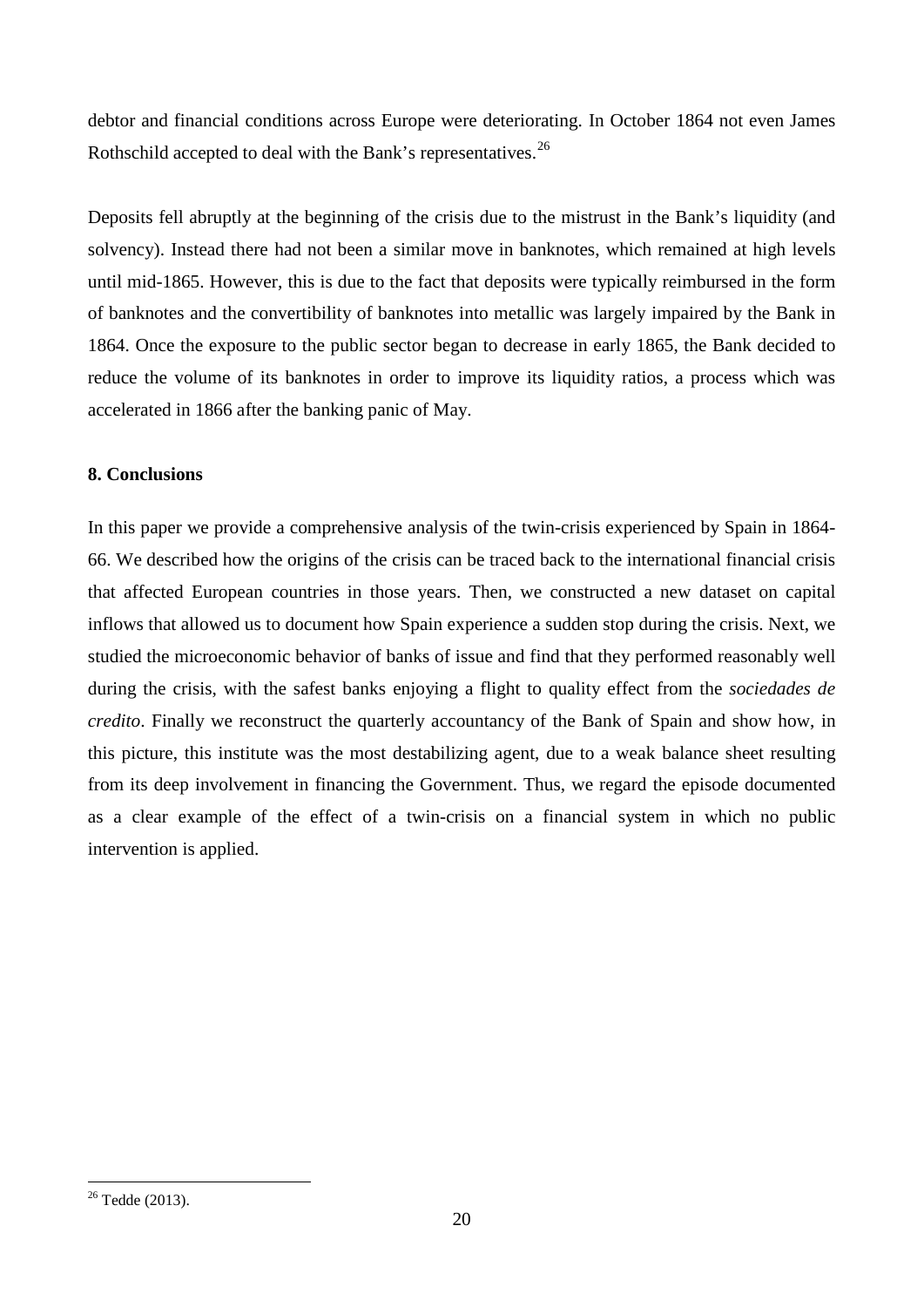debtor and financial conditions across Europe were deteriorating. In October 1864 not even James Rothschild accepted to deal with the Bank's representatives.[26]

Deposits fell abruptly at the beginning of the crisis due to the mistrust in the Bank's liquidity (and solvency). Instead there had not been a similar move in banknotes, which remained at high levels until mid-1865. However, this is due to the fact that deposits were typically reimbursed in the form of banknotes and the convertibility of banknotes into metallic was largely impaired by the Bank in 1864. Once the exposure to the public sector began to decrease in early 1865, the Bank decided to reduce the volume of its banknotes in order to improve its liquidity ratios, a process which was accelerated in 1866 after the banking panic of May.

### 8. Conclusions

In this paper we provide a comprehensive analysis of the twin-crisis experienced by Spain in 1864-66. We described how the origins of the crisis can be traced back to the international financial crisis that affected European countries in those years. Then, we constructed a new dataset on capital inflows that allowed us to document how Spain experience a sudden stop during the crisis. Next, we studied the microeconomic behavior of banks of issue and find that they performed reasonably well during the crisis, with the safest banks enjoying a flight to quality effect from the *sociedades de credito*. Finally we reconstruct the quarterly accountancy of the Bank of Spain and show how, in this picture, this institute was the most destabilizing agent, due to a weak balance sheet resulting from its deep involvement in financing the Government. Thus, we regard the episode documented as a clear example of the effect of a twin-crisis on a financial system in which no public intervention is applied.

[26] Tedde (2013).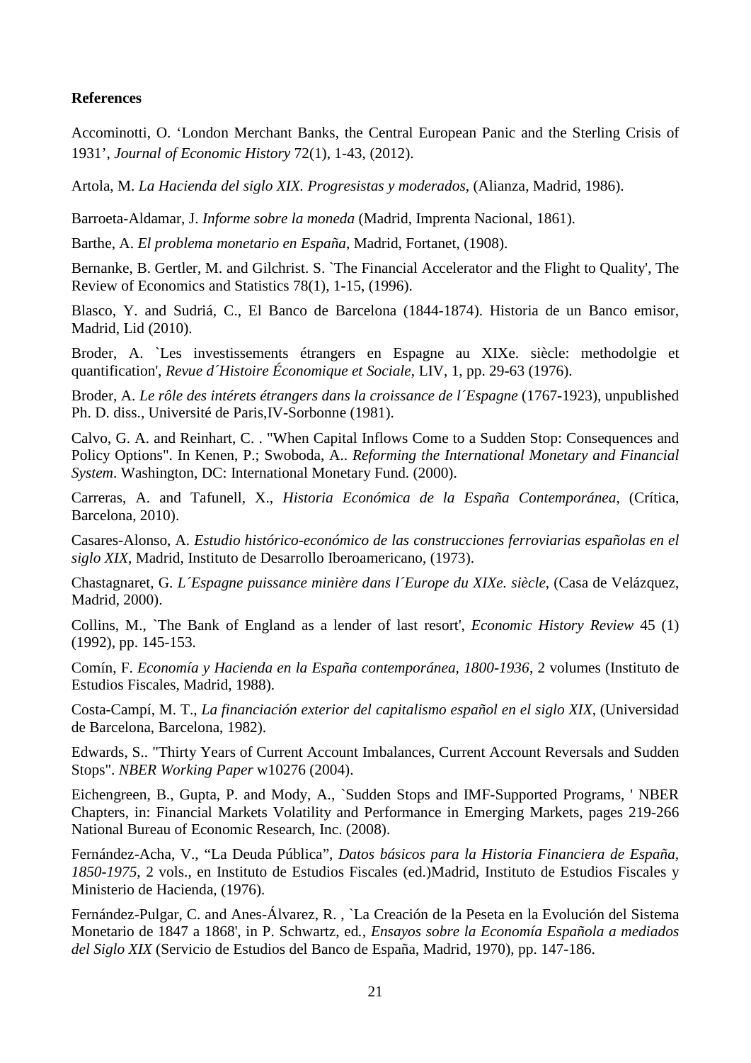**References**

Accominotti, O. 'London Merchant Banks, the Central European Panic and the Sterling Crisis of 1931', *Journal of Economic History* 72(1), 1-43, (2012).

Artola, M. *La Hacienda del siglo XIX. Progresistas y moderados*, (Alianza, Madrid, 1986).

Barroeta-Aldamar, J. *Informe sobre la moneda* (Madrid, Imprenta Nacional, 1861).

Barthe, A. *El problema monetario en España*, Madrid, Fortanet, (1908).

Bernanke, B. Gertler, M. and Gilchrist. S. `The Financial Accelerator and the Flight to Quality', The Review of Economics and Statistics 78(1), 1-15, (1996).

Blasco, Y. and Sudriá, C., El Banco de Barcelona (1844-1874). Historia de un Banco emisor, Madrid, Lid (2010).

Broder, A. `Les investissements étrangers en Espagne au XIXe. siècle: methodolgie et quantification', *Revue d´Histoire Économique et Sociale*, LIV, 1, pp. 29-63 (1976).

Broder, A. *Le rôle des intérets étrangers dans la croissance de l´Espagne* (1767-1923), unpublished Ph. D. diss., Université de Paris,IV-Sorbonne (1981).

Calvo, G. A. and Reinhart, C. . "When Capital Inflows Come to a Sudden Stop: Consequences and Policy Options". In Kenen, P.; Swoboda, A.. *Reforming the International Monetary and Financial System*. Washington, DC: International Monetary Fund. (2000).

Carreras, A. and Tafunell, X., *Historia Económica de la España Contemporánea*, (Crítica, Barcelona, 2010).

Casares-Alonso, A. *Estudio histórico-económico de las construcciones ferroviarias españolas en el siglo XIX*, Madrid, Instituto de Desarrollo Iberoamericano, (1973).

Chastagnaret, G. *L´Espagne puissance minière dans l´Europe du XIXe. siècle*, (Casa de Velázquez, Madrid, 2000).

Collins, M., `The Bank of England as a lender of last resort', *Economic History Review* 45 (1) (1992), pp. 145-153.

Comín, F. *Economía y Hacienda en la España contemporánea, 1800-1936*, 2 volumes (Instituto de Estudios Fiscales, Madrid, 1988).

Costa-Campí, M. T., *La financiación exterior del capitalismo español en el siglo XIX*, (Universidad de Barcelona, Barcelona, 1982).

Edwards, S.. "Thirty Years of Current Account Imbalances, Current Account Reversals and Sudden Stops". *NBER Working Paper* w10276 (2004).

Eichengreen, B., Gupta, P. and Mody, A., `Sudden Stops and IMF-Supported Programs, ' NBER Chapters, in: Financial Markets Volatility and Performance in Emerging Markets, pages 219-266 National Bureau of Economic Research, Inc. (2008).

Fernández-Acha, V., "La Deuda Pública", *Datos básicos para la Historia Financiera de España, 1850-1975*, 2 vols., en Instituto de Estudios Fiscales (ed.)Madrid, Instituto de Estudios Fiscales y Ministerio de Hacienda, (1976).

Fernández-Pulgar, C. and Anes-Álvarez, R. , `La Creación de la Peseta en la Evolución del Sistema Monetario de 1847 a 1868', in P. Schwartz, ed*., Ensayos sobre la Economía Española a mediados del Siglo XIX* (Servicio de Estudios del Banco de España, Madrid, 1970), pp. 147-186.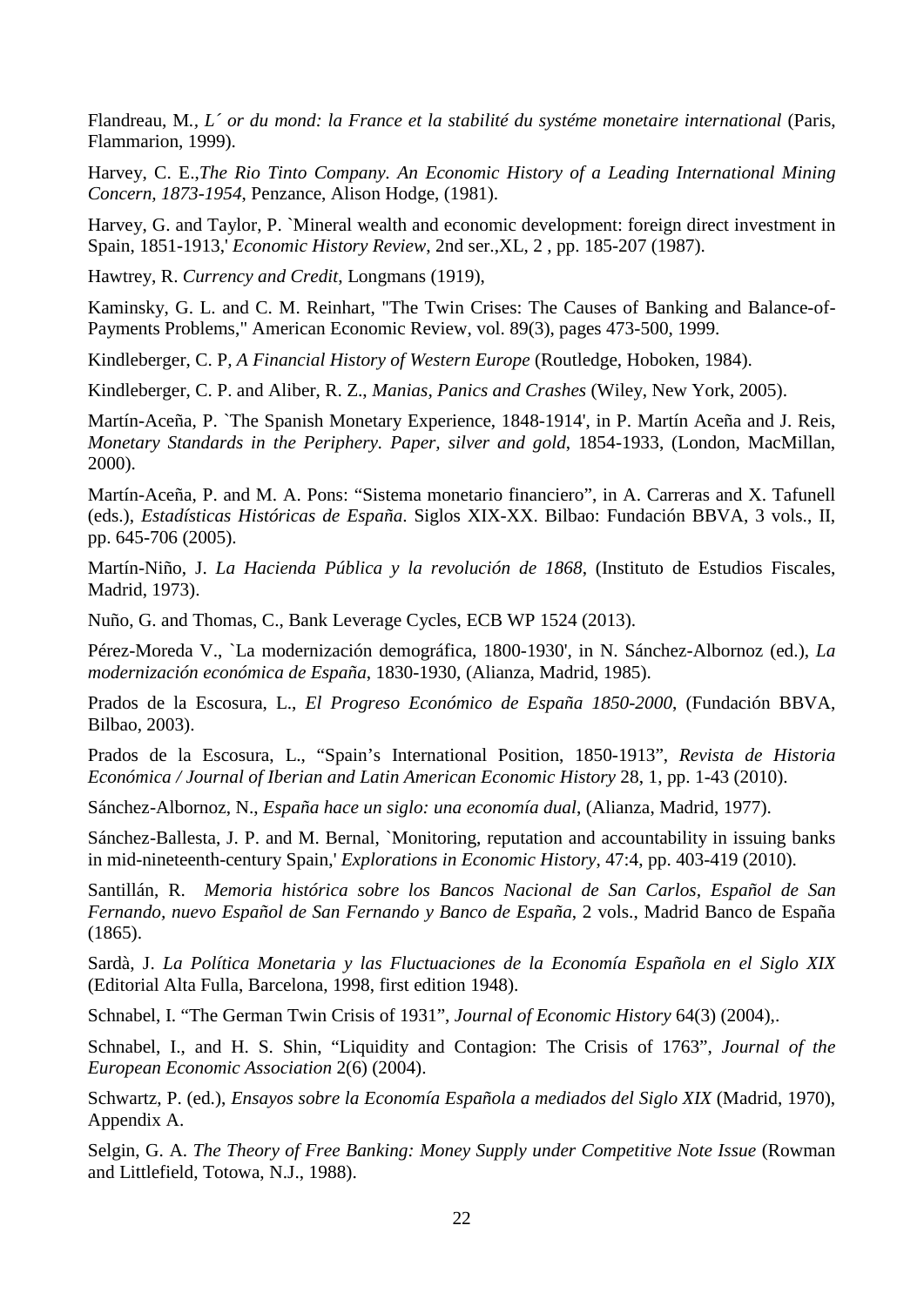Flandreau, M., *L´ or du mond: la France et la stabilité du systéme monetaire international* (Paris, Flammarion, 1999).

Harvey, C. E.,*The Rio Tinto Company. An Economic History of a Leading International Mining Concern, 1873-1954*, Penzance, Alison Hodge, (1981).

Harvey, G. and Taylor, P. `Mineral wealth and economic development: foreign direct investment in Spain, 1851-1913,' *Economic History Review*, 2nd ser.,XL, 2 , pp. 185-207 (1987).

Hawtrey, R. *Currency and Credit*, Longmans (1919),

Kaminsky, G. L. and C. M. Reinhart, "The Twin Crises: The Causes of Banking and Balance-of-Payments Problems," American Economic Review, vol. 89(3), pages 473-500, 1999.

Kindleberger, C. P, *A Financial History of Western Europe* (Routledge, Hoboken, 1984).

Kindleberger, C. P. and Aliber, R. Z., *Manias, Panics and Crashes* (Wiley, New York, 2005).

Martín-Aceña, P. `The Spanish Monetary Experience, 1848-1914', in P. Martín Aceña and J. Reis, *Monetary Standards in the Periphery. Paper, silver and gold*, 1854-1933, (London, MacMillan, 2000).

Martín-Aceña, P. and M. A. Pons: "Sistema monetario financiero", in A. Carreras and X. Tafunell (eds.), *Estadísticas Históricas de España*. Siglos XIX-XX. Bilbao: Fundación BBVA, 3 vols., II, pp. 645-706 (2005).

Martín-Niño, J. *La Hacienda Pública y la revolución de 1868*, (Instituto de Estudios Fiscales, Madrid, 1973).

Nuño, G. and Thomas, C., Bank Leverage Cycles, ECB WP 1524 (2013).

Pérez-Moreda V., `La modernización demográfica, 1800-1930', in N. Sánchez-Albornoz (ed.), *La modernización económica de España*, 1830-1930, (Alianza, Madrid, 1985).

Prados de la Escosura, L., *El Progreso Económico de España 1850-2000*, (Fundación BBVA, Bilbao, 2003).

Prados de la Escosura, L., "Spain's International Position, 1850-1913", *Revista de Historia Económica / Journal of Iberian and Latin American Economic History* 28, 1, pp. 1-43 (2010).

Sánchez-Albornoz, N., *España hace un siglo: una economía dual*, (Alianza, Madrid, 1977).

Sánchez-Ballesta, J. P. and M. Bernal, `Monitoring, reputation and accountability in issuing banks in mid-nineteenth-century Spain,' *Explorations in Economic History*, 47:4, pp. 403-419 (2010).

Santillán, R. *Memoria histórica sobre los Bancos Nacional de San Carlos, Español de San Fernando, nuevo Español de San Fernando y Banco de España*, 2 vols., Madrid Banco de España (1865).

Sardà, J. *La Política Monetaria y las Fluctuaciones de la Economía Española en el Siglo XIX* (Editorial Alta Fulla, Barcelona, 1998, first edition 1948).

Schnabel, I. "The German Twin Crisis of 1931", *Journal of Economic History* 64(3) (2004),.

Schnabel, I., and H. S. Shin, "Liquidity and Contagion: The Crisis of 1763", *Journal of the European Economic Association* 2(6) (2004).

Schwartz, P. (ed.), *Ensayos sobre la Economía Española a mediados del Siglo XIX* (Madrid, 1970), Appendix A.

Selgin, G. A. *The Theory of Free Banking: Money Supply under Competitive Note Issue* (Rowman and Littlefield, Totowa, N.J., 1988).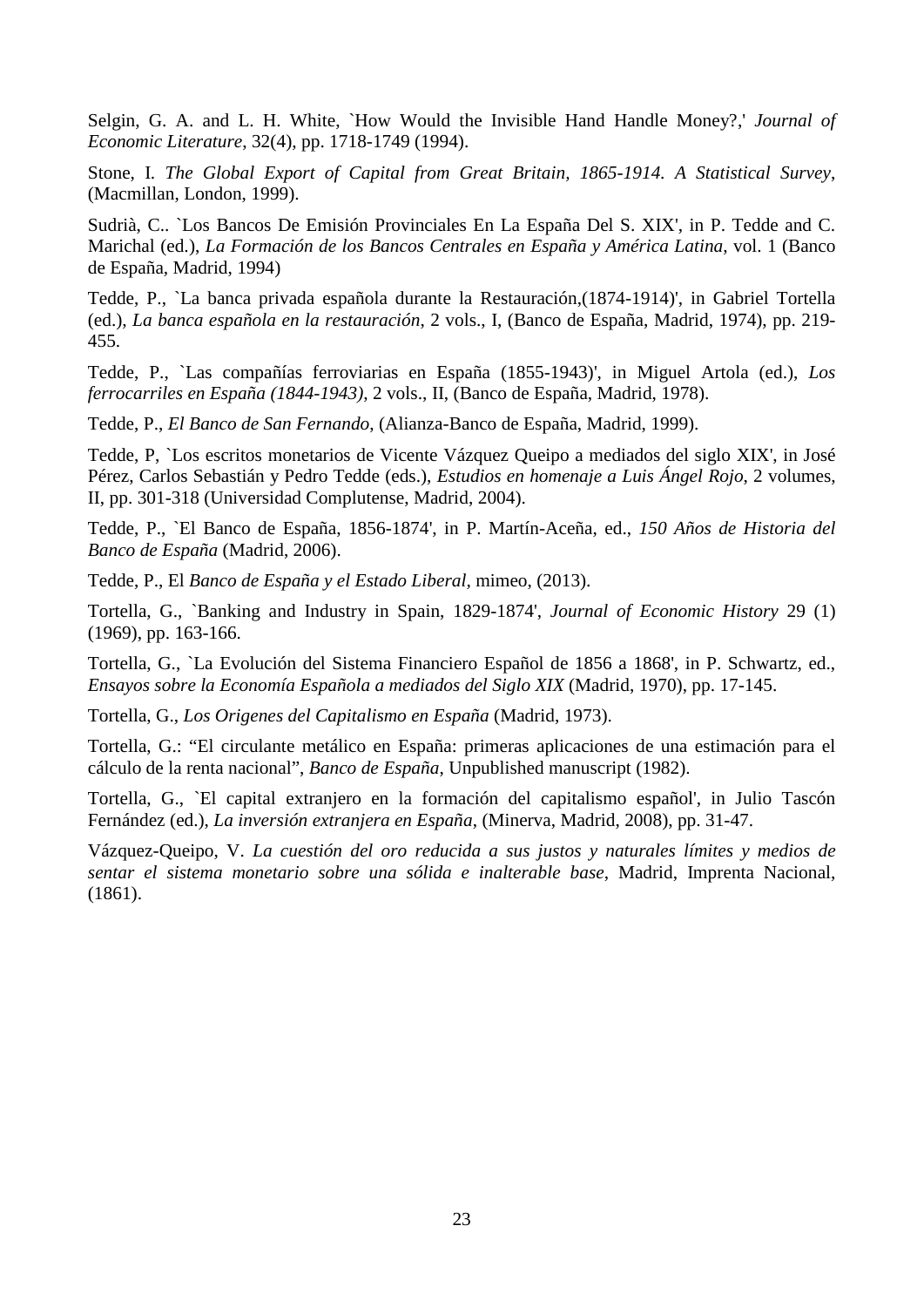Selgin, G. A. and L. H. White, `How Would the Invisible Hand Handle Money?,' *Journal of Economic Literature*, 32(4), pp. 1718-1749 (1994).

Stone, I. *The Global Export of Capital from Great Britain, 1865-1914. A Statistical Survey*, (Macmillan, London, 1999).

Sudrià, C.. `Los Bancos De Emisión Provinciales En La España Del S. XIX', in P. Tedde and C. Marichal (ed.), *La Formación de los Bancos Centrales en España y América Latina*, vol. 1 (Banco de España, Madrid, 1994)

Tedde, P., `La banca privada española durante la Restauración,(1874-1914)', in Gabriel Tortella (ed.), *La banca española en la restauración*, 2 vols., I, (Banco de España, Madrid, 1974), pp. 219-455.

Tedde, P., `Las compañías ferroviarias en España (1855-1943)', in Miguel Artola (ed.), *Los ferrocarriles en España (1844-1943)*, 2 vols., II, (Banco de España, Madrid, 1978).

Tedde, P., *El Banco de San Fernando*, (Alianza-Banco de España, Madrid, 1999).

Tedde, P, `Los escritos monetarios de Vicente Vázquez Queipo a mediados del siglo XIX', in José Pérez, Carlos Sebastián y Pedro Tedde (eds.), *Estudios en homenaje a Luis Ángel Rojo*, 2 volumes, II, pp. 301-318 (Universidad Complutense, Madrid, 2004).

Tedde, P., `El Banco de España, 1856-1874', in P. Martín-Aceña, ed., *150 Años de Historia del Banco de España* (Madrid, 2006).

Tedde, P., El *Banco de España y el Estado Liberal*, mimeo, (2013).

Tortella, G., `Banking and Industry in Spain, 1829-1874', *Journal of Economic History* 29 (1) (1969), pp. 163-166.

Tortella, G., `La Evolución del Sistema Financiero Español de 1856 a 1868', in P. Schwartz, ed., *Ensayos sobre la Economía Española a mediados del Siglo XIX* (Madrid, 1970), pp. 17-145.

Tortella, G., *Los Origenes del Capitalismo en España* (Madrid, 1973).

Tortella, G.: "El circulante metálico en España: primeras aplicaciones de una estimación para el cálculo de la renta nacional", *Banco de España*, Unpublished manuscript (1982).

Tortella, G., `El capital extranjero en la formación del capitalismo español', in Julio Tascón Fernández (ed.), *La inversión extranjera en España*, (Minerva, Madrid, 2008), pp. 31-47.

Vázquez-Queipo, V. *La cuestión del oro reducida a sus justos y naturales límites y medios de sentar el sistema monetario sobre una sólida e inalterable base*, Madrid, Imprenta Nacional, (1861).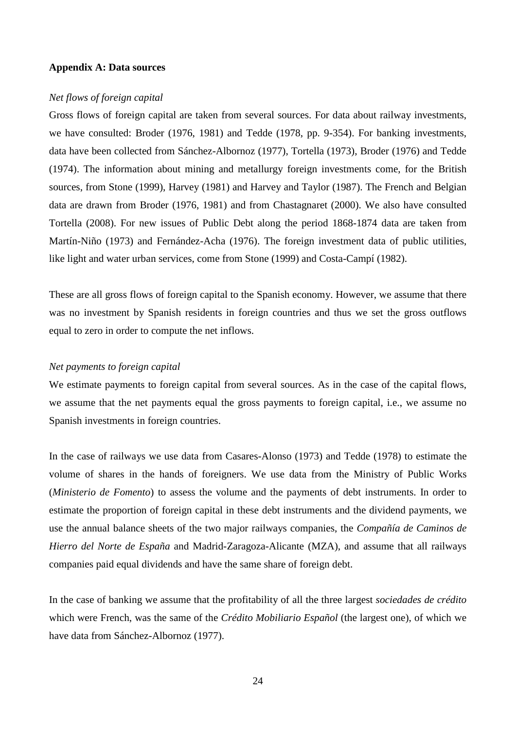**Appendix A: Data sources**

*Net flows of foreign capital*

Gross flows of foreign capital are taken from several sources. For data about railway investments, we have consulted: Broder (1976, 1981) and Tedde (1978, pp. 9-354). For banking investments, data have been collected from Sánchez-Albornoz (1977), Tortella (1973), Broder (1976) and Tedde (1974). The information about mining and metallurgy foreign investments come, for the British sources, from Stone (1999), Harvey (1981) and Harvey and Taylor (1987). The French and Belgian data are drawn from Broder (1976, 1981) and from Chastagnaret (2000). We also have consulted Tortella (2008). For new issues of Public Debt along the period 1868-1874 data are taken from Martín-Niño (1973) and Fernández-Acha (1976). The foreign investment data of public utilities, like light and water urban services, come from Stone (1999) and Costa-Campí (1982).

These are all gross flows of foreign capital to the Spanish economy. However, we assume that there was no investment by Spanish residents in foreign countries and thus we set the gross outflows equal to zero in order to compute the net inflows.

*Net payments to foreign capital*

We estimate payments to foreign capital from several sources. As in the case of the capital flows, we assume that the net payments equal the gross payments to foreign capital, i.e., we assume no Spanish investments in foreign countries.

In the case of railways we use data from Casares-Alonso (1973) and Tedde (1978) to estimate the volume of shares in the hands of foreigners. We use data from the Ministry of Public Works (*Ministerio de Fomento*) to assess the volume and the payments of debt instruments. In order to estimate the proportion of foreign capital in these debt instruments and the dividend payments, we use the annual balance sheets of the two major railways companies, the *Compañía de Caminos de Hierro del Norte de España* and Madrid-Zaragoza-Alicante (MZA), and assume that all railways companies paid equal dividends and have the same share of foreign debt.

In the case of banking we assume that the profitability of all the three largest *sociedades de crédito* which were French, was the same of the *Crédito Mobiliario Español* (the largest one), of which we have data from Sánchez-Albornoz (1977).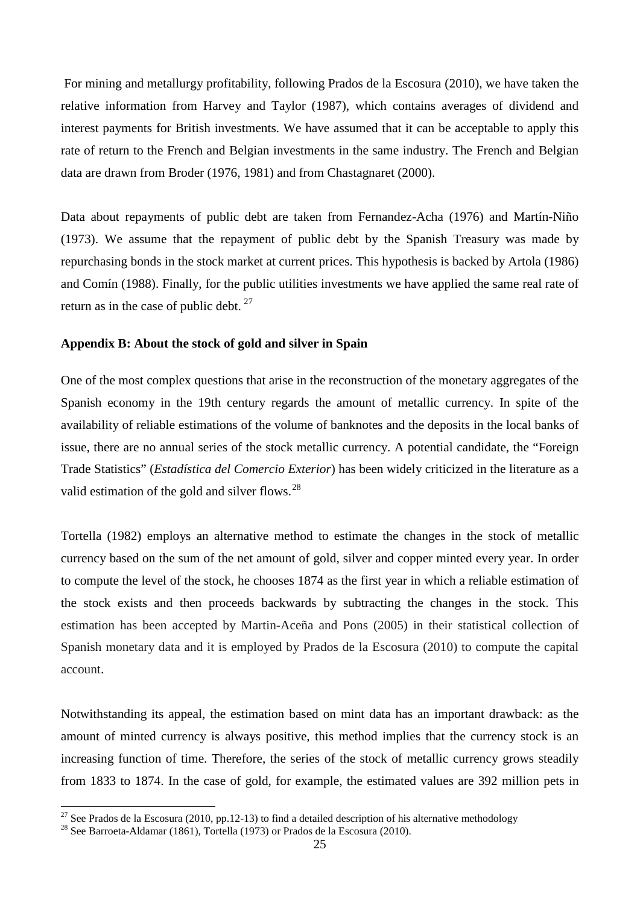For mining and metallurgy profitability, following Prados de la Escosura (2010), we have taken the relative information from Harvey and Taylor (1987), which contains averages of dividend and interest payments for British investments. We have assumed that it can be acceptable to apply this rate of return to the French and Belgian investments in the same industry. The French and Belgian data are drawn from Broder (1976, 1981) and from Chastagnaret (2000).

Data about repayments of public debt are taken from Fernandez-Acha (1976) and Martín-Niño (1973). We assume that the repayment of public debt by the Spanish Treasury was made by repurchasing bonds in the stock market at current prices. This hypothesis is backed by Artola (1986) and Comín (1988). Finally, for the public utilities investments we have applied the same real rate of return as in the case of public debt. [27]

### Appendix B: About the stock of gold and silver in Spain

One of the most complex questions that arise in the reconstruction of the monetary aggregates of the Spanish economy in the 19th century regards the amount of metallic currency. In spite of the availability of reliable estimations of the volume of banknotes and the deposits in the local banks of issue, there are no annual series of the stock metallic currency. A potential candidate, the "Foreign Trade Statistics" (*Estadística del Comercio Exterior*) has been widely criticized in the literature as a valid estimation of the gold and silver flows.[28]

Tortella (1982) employs an alternative method to estimate the changes in the stock of metallic currency based on the sum of the net amount of gold, silver and copper minted every year. In order to compute the level of the stock, he chooses 1874 as the first year in which a reliable estimation of the stock exists and then proceeds backwards by subtracting the changes in the stock. This estimation has been accepted by Martin-Aceña and Pons (2005) in their statistical collection of Spanish monetary data and it is employed by Prados de la Escosura (2010) to compute the capital account.

Notwithstanding its appeal, the estimation based on mint data has an important drawback: as the amount of minted currency is always positive, this method implies that the currency stock is an increasing function of time. Therefore, the series of the stock of metallic currency grows steadily from 1833 to 1874. In the case of gold, for example, the estimated values are 392 million pets in

---

[27] See Prados de la Escosura (2010, pp.12-13) to find a detailed description of his alternative methodology

[28] See Barroeta-Aldamar (1861), Tortella (1973) or Prados de la Escosura (2010).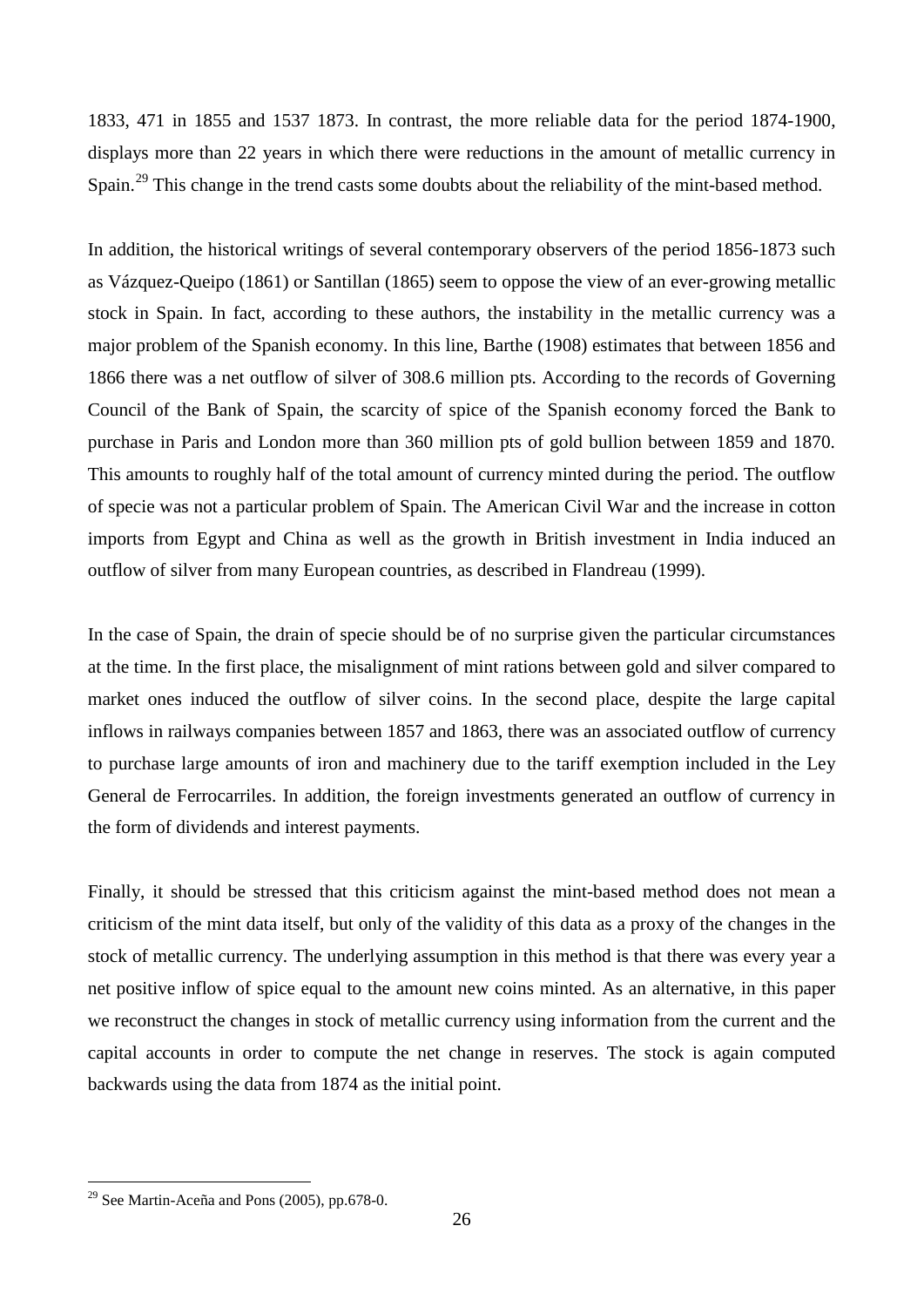1833, 471 in 1855 and 1537 1873. In contrast, the more reliable data for the period 1874-1900, displays more than 22 years in which there were reductions in the amount of metallic currency in Spain.[29] This change in the trend casts some doubts about the reliability of the mint-based method.

In addition, the historical writings of several contemporary observers of the period 1856-1873 such as Vázquez-Queipo (1861) or Santillan (1865) seem to oppose the view of an ever-growing metallic stock in Spain. In fact, according to these authors, the instability in the metallic currency was a major problem of the Spanish economy. In this line, Barthe (1908) estimates that between 1856 and 1866 there was a net outflow of silver of 308.6 million pts. According to the records of Governing Council of the Bank of Spain, the scarcity of spice of the Spanish economy forced the Bank to purchase in Paris and London more than 360 million pts of gold bullion between 1859 and 1870. This amounts to roughly half of the total amount of currency minted during the period. The outflow of specie was not a particular problem of Spain. The American Civil War and the increase in cotton imports from Egypt and China as well as the growth in British investment in India induced an outflow of silver from many European countries, as described in Flandreau (1999).

In the case of Spain, the drain of specie should be of no surprise given the particular circumstances at the time. In the first place, the misalignment of mint rations between gold and silver compared to market ones induced the outflow of silver coins. In the second place, despite the large capital inflows in railways companies between 1857 and 1863, there was an associated outflow of currency to purchase large amounts of iron and machinery due to the tariff exemption included in the Ley General de Ferrocarriles. In addition, the foreign investments generated an outflow of currency in the form of dividends and interest payments.

Finally, it should be stressed that this criticism against the mint-based method does not mean a criticism of the mint data itself, but only of the validity of this data as a proxy of the changes in the stock of metallic currency. The underlying assumption in this method is that there was every year a net positive inflow of spice equal to the amount new coins minted. As an alternative, in this paper we reconstruct the changes in stock of metallic currency using information from the current and the capital accounts in order to compute the net change in reserves. The stock is again computed backwards using the data from 1874 as the initial point.

---

[29] See Martin-Aceña and Pons (2005), pp.678-0.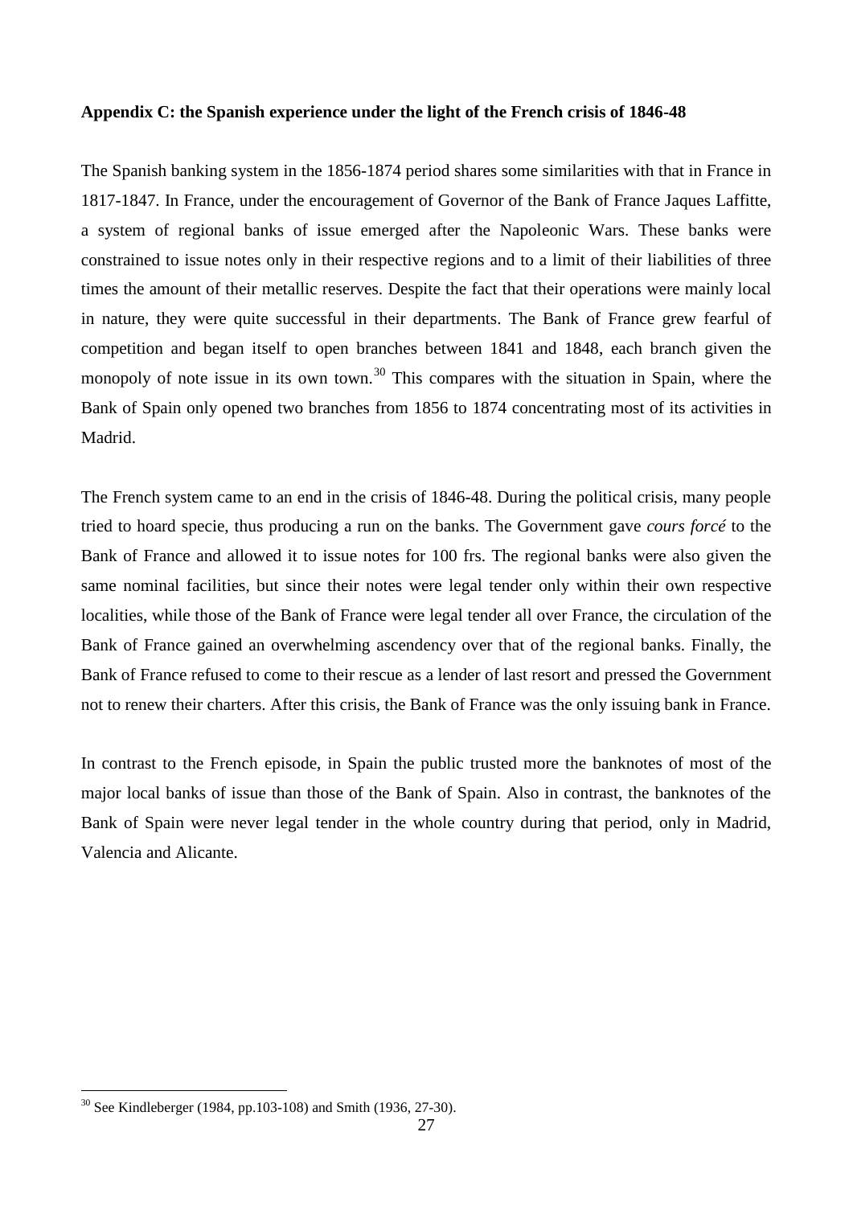**Appendix C: the Spanish experience under the light of the French crisis of 1846-48**

The Spanish banking system in the 1856-1874 period shares some similarities with that in France in 1817-1847. In France, under the encouragement of Governor of the Bank of France Jaques Laffitte, a system of regional banks of issue emerged after the Napoleonic Wars. These banks were constrained to issue notes only in their respective regions and to a limit of their liabilities of three times the amount of their metallic reserves. Despite the fact that their operations were mainly local in nature, they were quite successful in their departments. The Bank of France grew fearful of competition and began itself to open branches between 1841 and 1848, each branch given the monopoly of note issue in its own town.[30] This compares with the situation in Spain, where the Bank of Spain only opened two branches from 1856 to 1874 concentrating most of its activities in Madrid.

The French system came to an end in the crisis of 1846-48. During the political crisis, many people tried to hoard specie, thus producing a run on the banks. The Government gave *cours forcé* to the Bank of France and allowed it to issue notes for 100 frs. The regional banks were also given the same nominal facilities, but since their notes were legal tender only within their own respective localities, while those of the Bank of France were legal tender all over France, the circulation of the Bank of France gained an overwhelming ascendency over that of the regional banks. Finally, the Bank of France refused to come to their rescue as a lender of last resort and pressed the Government not to renew their charters. After this crisis, the Bank of France was the only issuing bank in France.

In contrast to the French episode, in Spain the public trusted more the banknotes of most of the major local banks of issue than those of the Bank of Spain. Also in contrast, the banknotes of the Bank of Spain were never legal tender in the whole country during that period, only in Madrid, Valencia and Alicante.

[30] See Kindleberger (1984, pp.103-108) and Smith (1936, 27-30).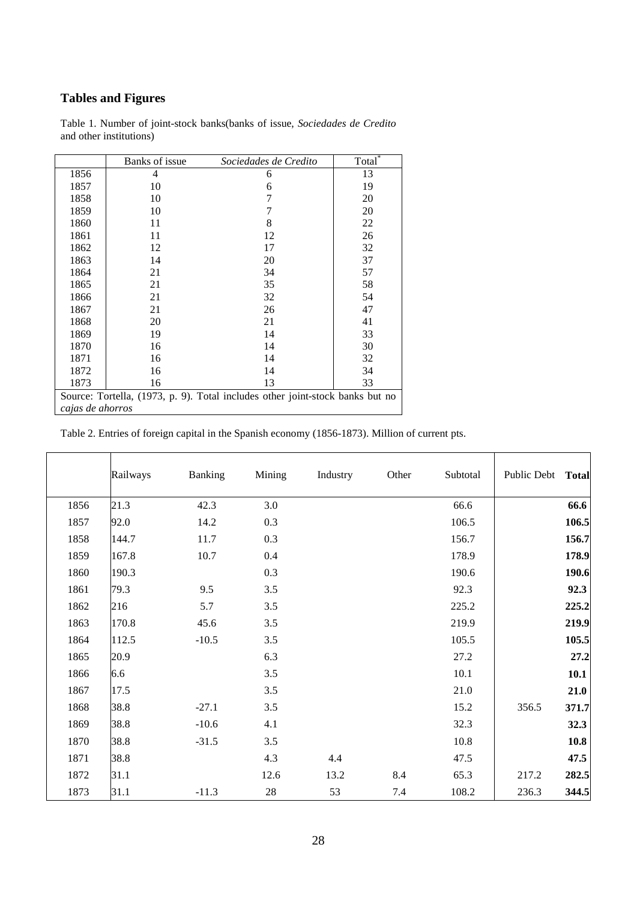## Tables and Figures

Table 1. Number of joint-stock banks(banks of issue, *Sociedades de Credito* and other institutions)

| | Banks of issue | *Sociedades de Credito* | Total* |
|---|---|---|---|
| 1856 | 4 | 6 | 13 |
| 1857 | 10 | 6 | 19 |
| 1858 | 10 | 7 | 20 |
| 1859 | 10 | 7 | 20 |
| 1860 | 11 | 8 | 22 |
| 1861 | 11 | 12 | 26 |
| 1862 | 12 | 17 | 32 |
| 1863 | 14 | 20 | 37 |
| 1864 | 21 | 34 | 57 |
| 1865 | 21 | 35 | 58 |
| 1866 | 21 | 32 | 54 |
| 1867 | 21 | 26 | 47 |
| 1868 | 20 | 21 | 41 |
| 1869 | 19 | 14 | 33 |
| 1870 | 16 | 14 | 30 |
| 1871 | 16 | 14 | 32 |
| 1872 | 16 | 14 | 34 |
| 1873 | 16 | 13 | 33 |

Source: Tortella, (1973, p. 9). Total includes other joint-stock banks but no *cajas de ahorros*

Table 2. Entries of foreign capital in the Spanish economy (1856-1873). Million of current pts.

| | Railways | Banking | Mining | Industry | Other | Subtotal | Public Debt | **Total** |
|---|---|---|---|---|---|---|---|---|
| 1856 | 21.3 | 42.3 | 3.0 | | | 66.6 | | **66.6** |
| 1857 | 92.0 | 14.2 | 0.3 | | | 106.5 | | **106.5** |
| 1858 | 144.7 | 11.7 | 0.3 | | | 156.7 | | **156.7** |
| 1859 | 167.8 | 10.7 | 0.4 | | | 178.9 | | **178.9** |
| 1860 | 190.3 | | 0.3 | | | 190.6 | | **190.6** |
| 1861 | 79.3 | 9.5 | 3.5 | | | 92.3 | | **92.3** |
| 1862 | 216 | 5.7 | 3.5 | | | 225.2 | | **225.2** |
| 1863 | 170.8 | 45.6 | 3.5 | | | 219.9 | | **219.9** |
| 1864 | 112.5 | -10.5 | 3.5 | | | 105.5 | | **105.5** |
| 1865 | 20.9 | | 6.3 | | | 27.2 | | **27.2** |
| 1866 | 6.6 | | 3.5 | | | 10.1 | | **10.1** |
| 1867 | 17.5 | | 3.5 | | | 21.0 | | **21.0** |
| 1868 | 38.8 | -27.1 | 3.5 | | | 15.2 | 356.5 | **371.7** |
| 1869 | 38.8 | -10.6 | 4.1 | | | 32.3 | | **32.3** |
| 1870 | 38.8 | -31.5 | 3.5 | | | 10.8 | | **10.8** |
| 1871 | 38.8 | | 4.3 | 4.4 | | 47.5 | | **47.5** |
| 1872 | 31.1 | | 12.6 | 13.2 | 8.4 | 65.3 | 217.2 | **282.5** |
| 1873 | 31.1 | -11.3 | 28 | 53 | 7.4 | 108.2 | 236.3 | **344.5** |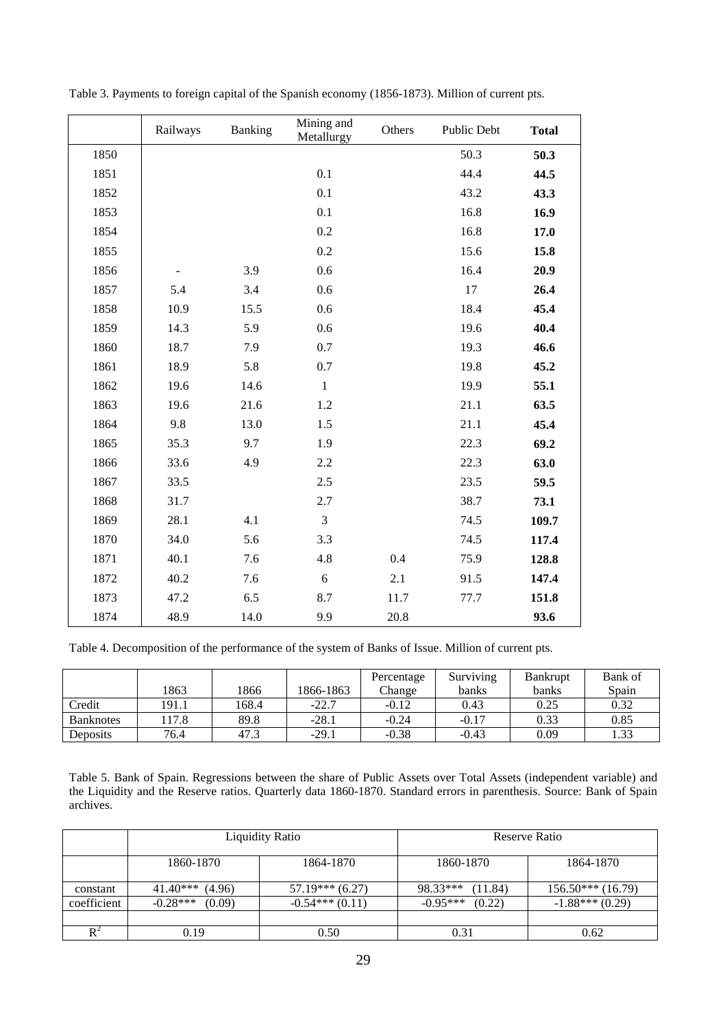Table 3. Payments to foreign capital of the Spanish economy (1856-1873). Million of current pts.

| | Railways | Banking | Mining and Metallurgy | Others | Public Debt | **Total** |
|---|---|---|---|---|---|---|
| 1850 | | | | | 50.3 | **50.3** |
| 1851 | | | 0.1 | | 44.4 | **44.5** |
| 1852 | | | 0.1 | | 43.2 | **43.3** |
| 1853 | | | 0.1 | | 16.8 | **16.9** |
| 1854 | | | 0.2 | | 16.8 | **17.0** |
| 1855 | | | 0.2 | | 15.6 | **15.8** |
| 1856 | - | 3.9 | 0.6 | | 16.4 | **20.9** |
| 1857 | 5.4 | 3.4 | 0.6 | | 17 | **26.4** |
| 1858 | 10.9 | 15.5 | 0.6 | | 18.4 | **45.4** |
| 1859 | 14.3 | 5.9 | 0.6 | | 19.6 | **40.4** |
| 1860 | 18.7 | 7.9 | 0.7 | | 19.3 | **46.6** |
| 1861 | 18.9 | 5.8 | 0.7 | | 19.8 | **45.2** |
| 1862 | 19.6 | 14.6 | 1 | | 19.9 | **55.1** |
| 1863 | 19.6 | 21.6 | 1.2 | | 21.1 | **63.5** |
| 1864 | 9.8 | 13.0 | 1.5 | | 21.1 | **45.4** |
| 1865 | 35.3 | 9.7 | 1.9 | | 22.3 | **69.2** |
| 1866 | 33.6 | 4.9 | 2.2 | | 22.3 | **63.0** |
| 1867 | 33.5 | | 2.5 | | 23.5 | **59.5** |
| 1868 | 31.7 | | 2.7 | | 38.7 | **73.1** |
| 1869 | 28.1 | 4.1 | 3 | | 74.5 | **109.7** |
| 1870 | 34.0 | 5.6 | 3.3 | | 74.5 | **117.4** |
| 1871 | 40.1 | 7.6 | 4.8 | 0.4 | 75.9 | **128.8** |
| 1872 | 40.2 | 7.6 | 6 | 2.1 | 91.5 | **147.4** |
| 1873 | 47.2 | 6.5 | 8.7 | 11.7 | 77.7 | **151.8** |
| 1874 | 48.9 | 14.0 | 9.9 | 20.8 | | **93.6** |

Table 4. Decomposition of the performance of the system of Banks of Issue. Million of current pts.

| | 1863 | 1866 | 1866-1863 | Percentage Change | Surviving banks | Bankrupt banks | Bank of Spain |
|---|---|---|---|---|---|---|---|
| Credit | 191.1 | 168.4 | -22.7 | -0.12 | 0.43 | 0.25 | 0.32 |
| Banknotes | 117.8 | 89.8 | -28.1 | -0.24 | -0.17 | 0.33 | 0.85 |
| Deposits | 76.4 | 47.3 | -29.1 | -0.38 | -0.43 | 0.09 | 1.33 |

Table 5. Bank of Spain. Regressions between the share of Public Assets over Total Assets (independent variable) and the Liquidity and the Reserve ratios. Quarterly data 1860-1870. Standard errors in parenthesis. Source: Bank of Spain archives.

| | Liquidity Ratio | | Reserve Ratio | |
|---|---|---|---|---|
| | 1860-1870 | 1864-1870 | 1860-1870 | 1864-1870 |
| constant | 41.40*** (4.96) | 57.19*** (6.27) | 98.33*** (11.84) | 156.50*** (16.79) |
| coefficient | -0.28*** (0.09) | -0.54*** (0.11) | -0.95*** (0.22) | -1.88*** (0.29) |
| | | | | |
| $R^2$ | 0.19 | 0.50 | 0.31 | 0.62 |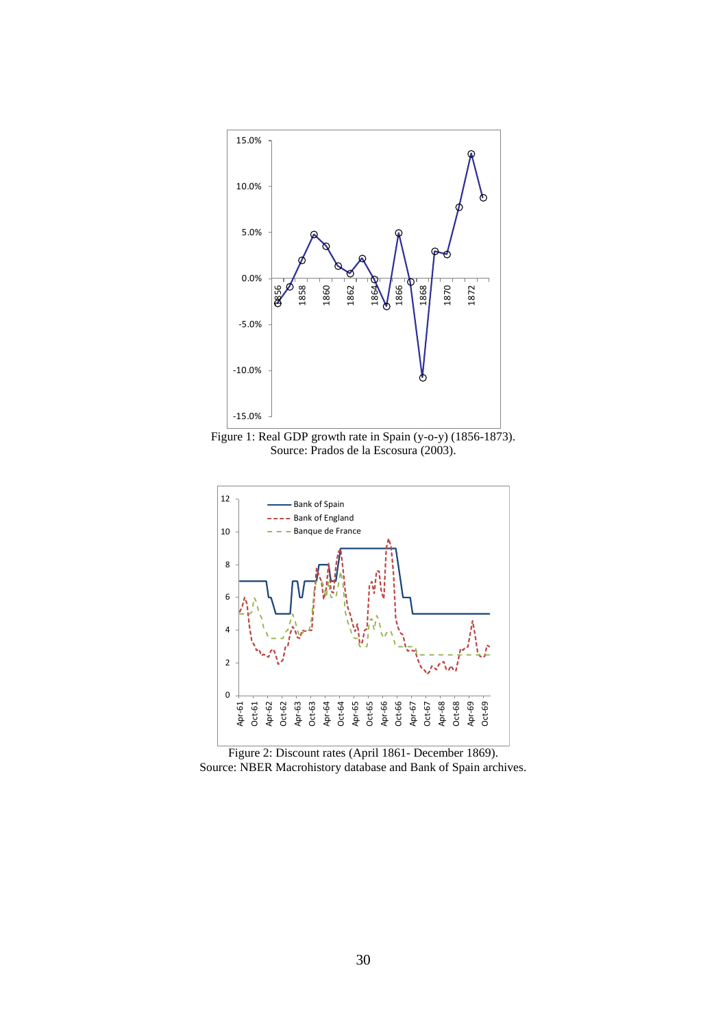Figure 1: Real GDP growth rate in Spain (y-o-y) (1856-1873).
Source: Prados de la Escosura (2003).

Figure 2: Discount rates (April 1861- December 1869).
Source: NBER Macrohistory database and Bank of Spain archives.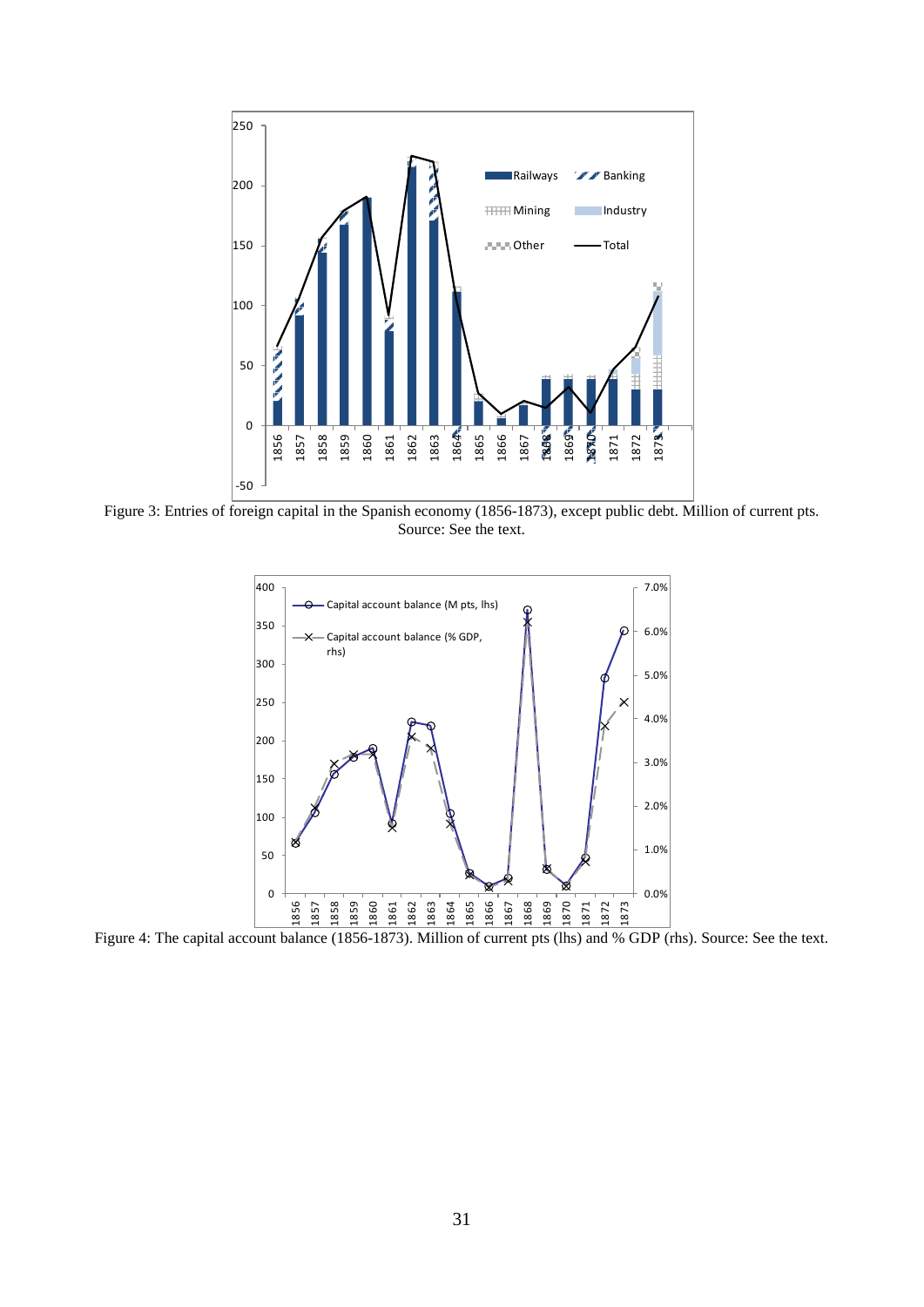Figure 3: Entries of foreign capital in the Spanish economy (1856-1873), except public debt. Million of current pts. Source: See the text.

Figure 4: The capital account balance (1856-1873). Million of current pts (lhs) and % GDP (rhs). Source: See the text.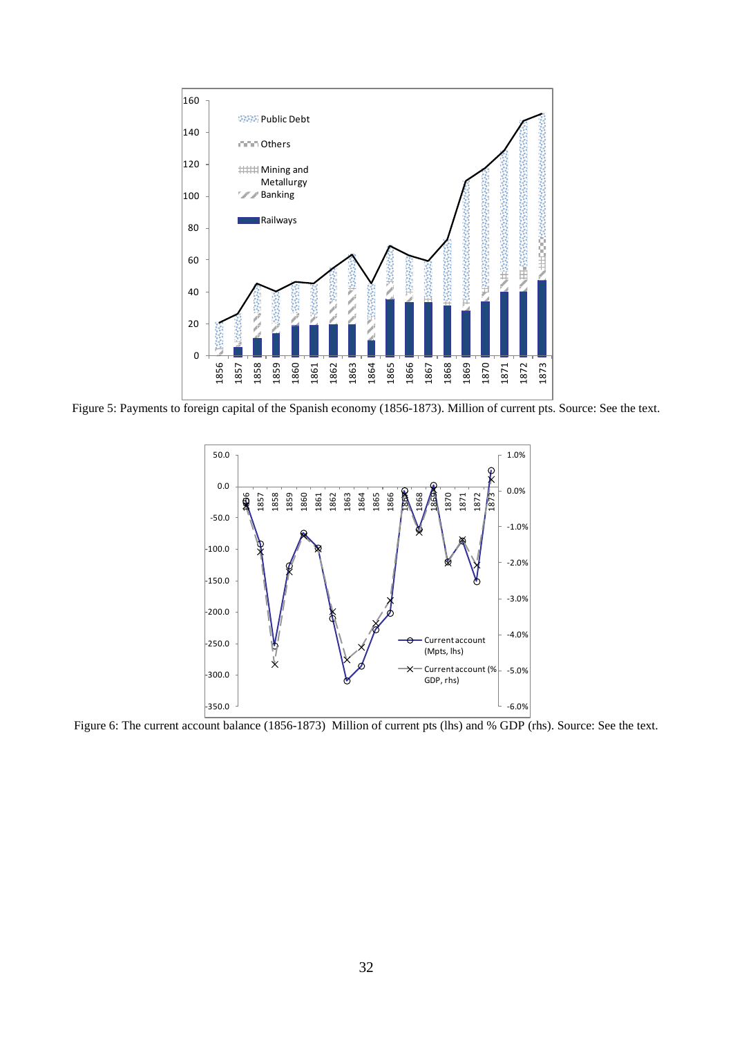Figure 5: Payments to foreign capital of the Spanish economy (1856-1873). Million of current pts. Source: See the text.

Figure 6: The current account balance (1856-1873) Million of current pts (lhs) and % GDP (rhs). Source: See the text.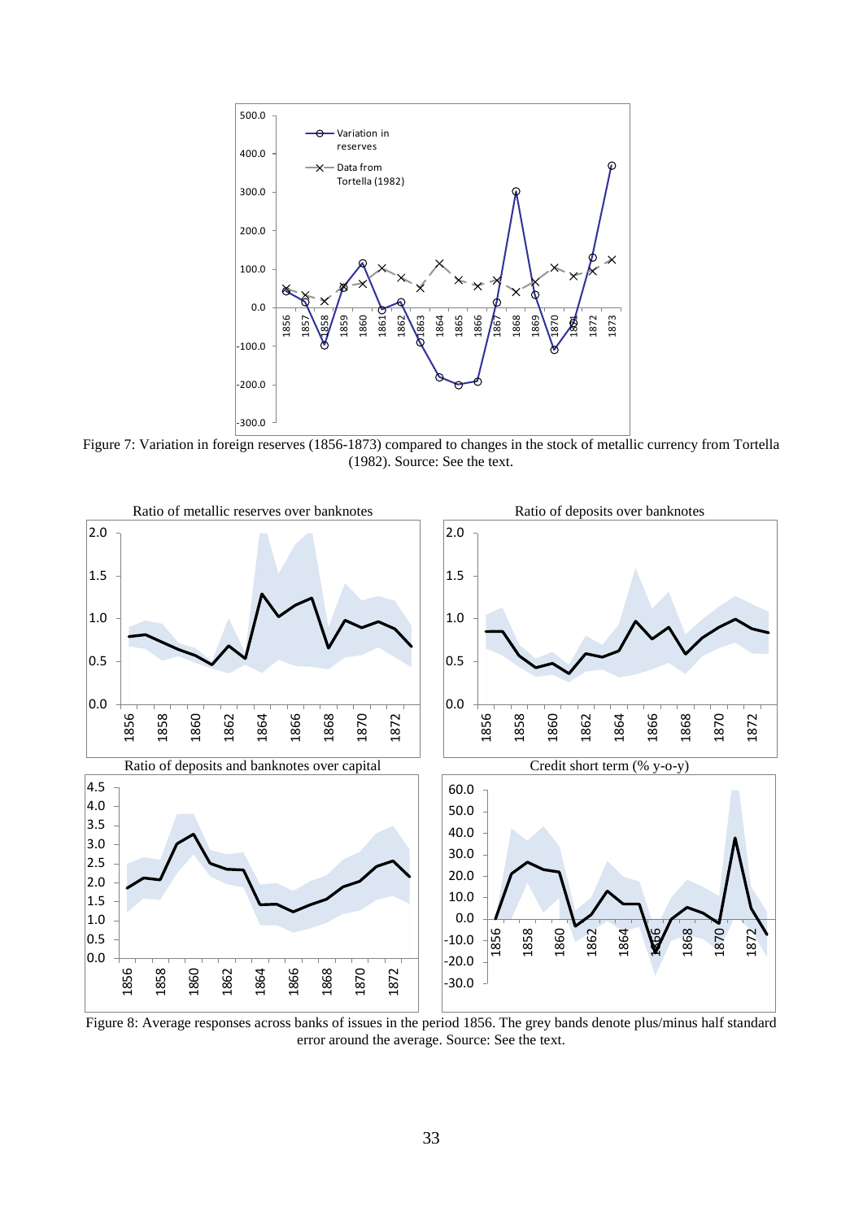Figure 7: Variation in foreign reserves (1856-1873) compared to changes in the stock of metallic currency from Tortella (1982). Source: See the text.

Figure 8: Average responses across banks of issues in the period 1856. The grey bands denote plus/minus half standard error around the average. Source: See the text.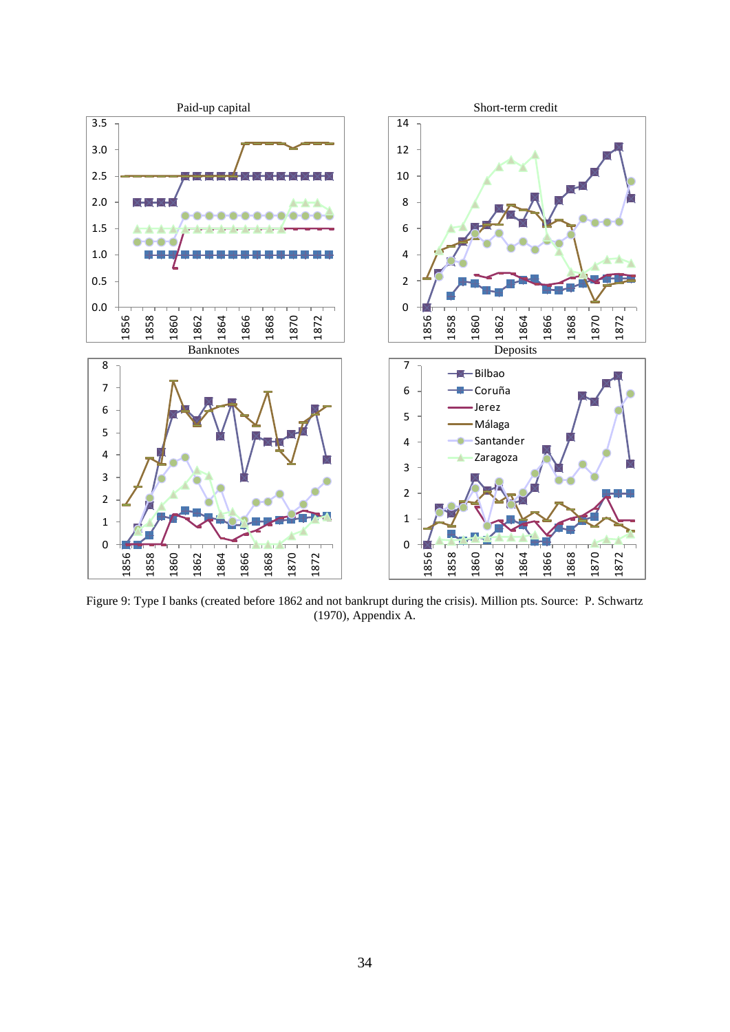Figure 9: Type I banks (created before 1862 and not bankrupt during the crisis). Million pts. Source: P. Schwartz (1970), Appendix A.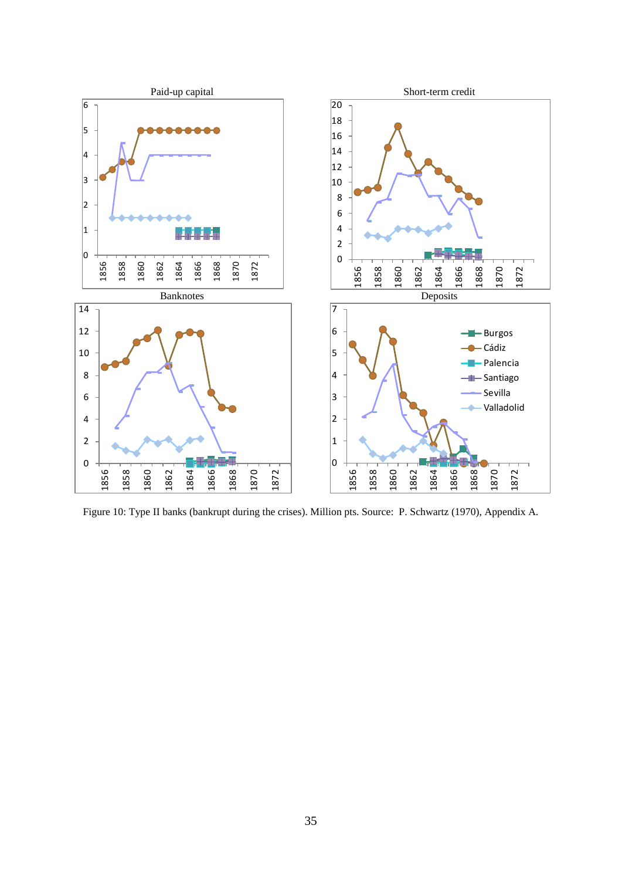Figure 10: Type II banks (bankrupt during the crises). Million pts. Source: P. Schwartz (1970), Appendix A.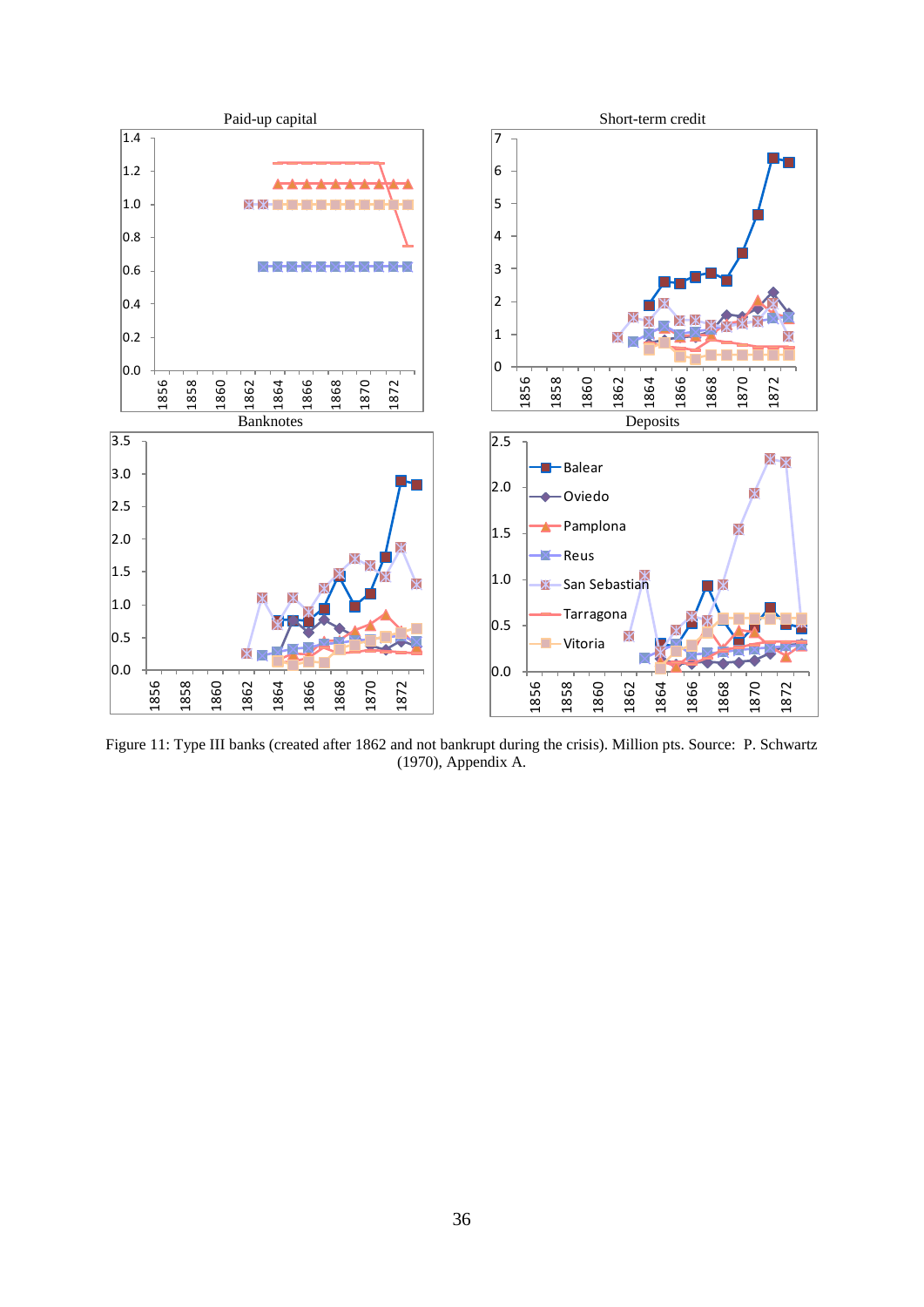Figure 11: Type III banks (created after 1862 and not bankrupt during the crisis). Million pts. Source: P. Schwartz (1970), Appendix A.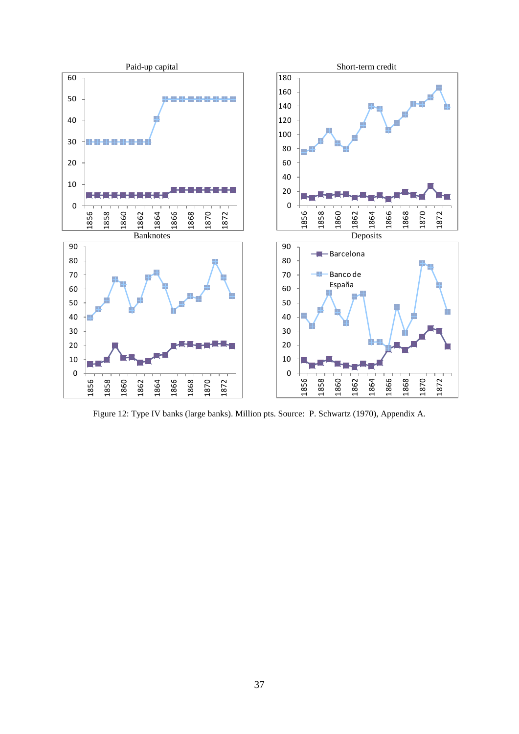Figure 12: Type IV banks (large banks). Million pts. Source: P. Schwartz (1970), Appendix A.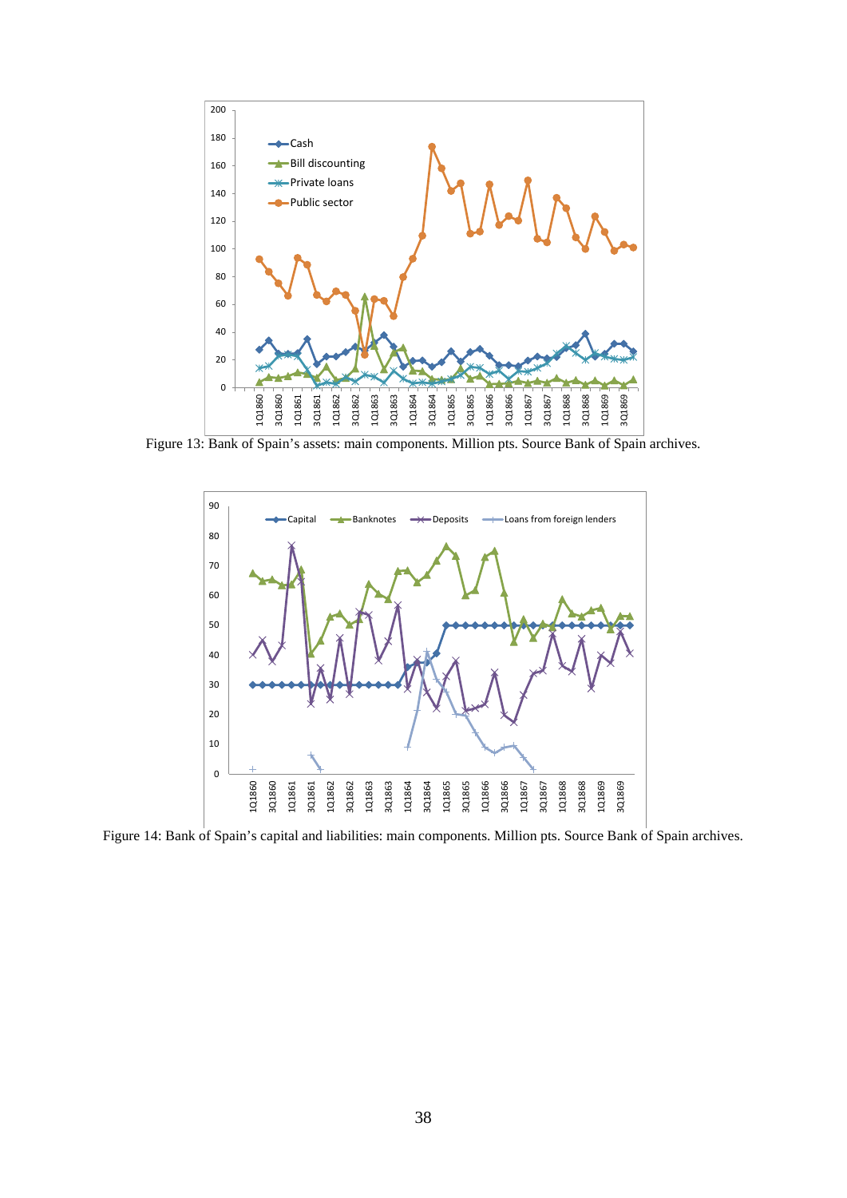200
180
160
140
120
100
80
60
40
20
0

Cash
Bill discounting
Private loans
Public sector

1Q1860 3Q1860 1Q1861 3Q1861 1Q1862 3Q1862 1Q1863 3Q1863 1Q1864 3Q1864 1Q1865 3Q1865 1Q1866 3Q1866 1Q1867 3Q1867 1Q1868 3Q1868 1Q1869 3Q1869

Figure 13: Bank of Spain's assets: main components. Million pts. Source Bank of Spain archives.

90
80
70
60
50
40
30
20
10
0

Capital
Banknotes
Deposits
Loans from foreign lenders

1Q1860 3Q1860 1Q1861 3Q1861 1Q1862 3Q1862 1Q1863 3Q1863 1Q1864 3Q1864 1Q1865 3Q1865 1Q1866 3Q1866 1Q1867 3Q1867 1Q1868 3Q1868 1Q1869 3Q1869

Figure 14: Bank of Spain's capital and liabilities: main components. Million pts. Source Bank of Spain archives.